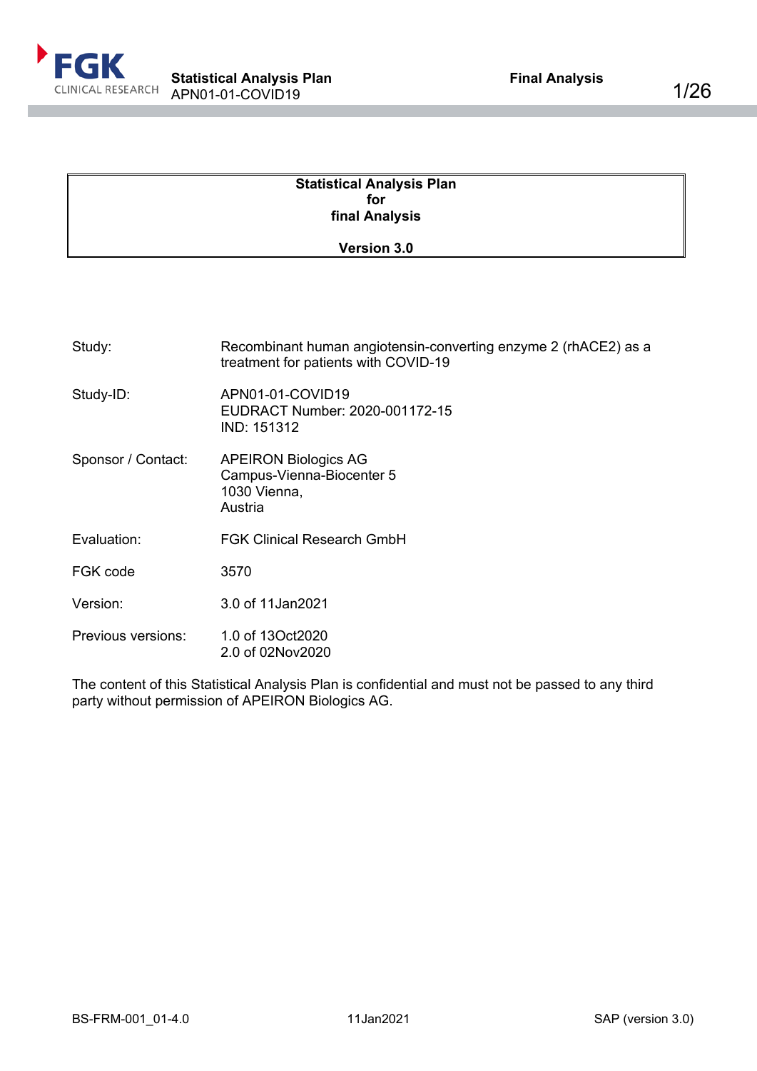**Statistical Analysis Plan**
**for**
**final Analysis**

**Version 3.0**

| | |
|---|---|
| Study: | Recombinant human angiotensin-converting enzyme 2 (rhACE2) as a treatment for patients with COVID-19 |
| Study-ID: | APN01-01-COVID19<br>EUDRACT Number: 2020-001172-15<br>IND: 151312 |
| Sponsor / Contact: | APEIRON Biologics AG<br>Campus-Vienna-Biocenter 5<br>1030 Vienna,<br>Austria |
| Evaluation: | FGK Clinical Research GmbH |
| FGK code | 3570 |
| Version: | 3.0 of 11Jan2021 |
| Previous versions: | 1.0 of 13Oct2020<br>2.0 of 02Nov2020 |

The content of this Statistical Analysis Plan is confidential and must not be passed to any third party without permission of APEIRON Biologics AG.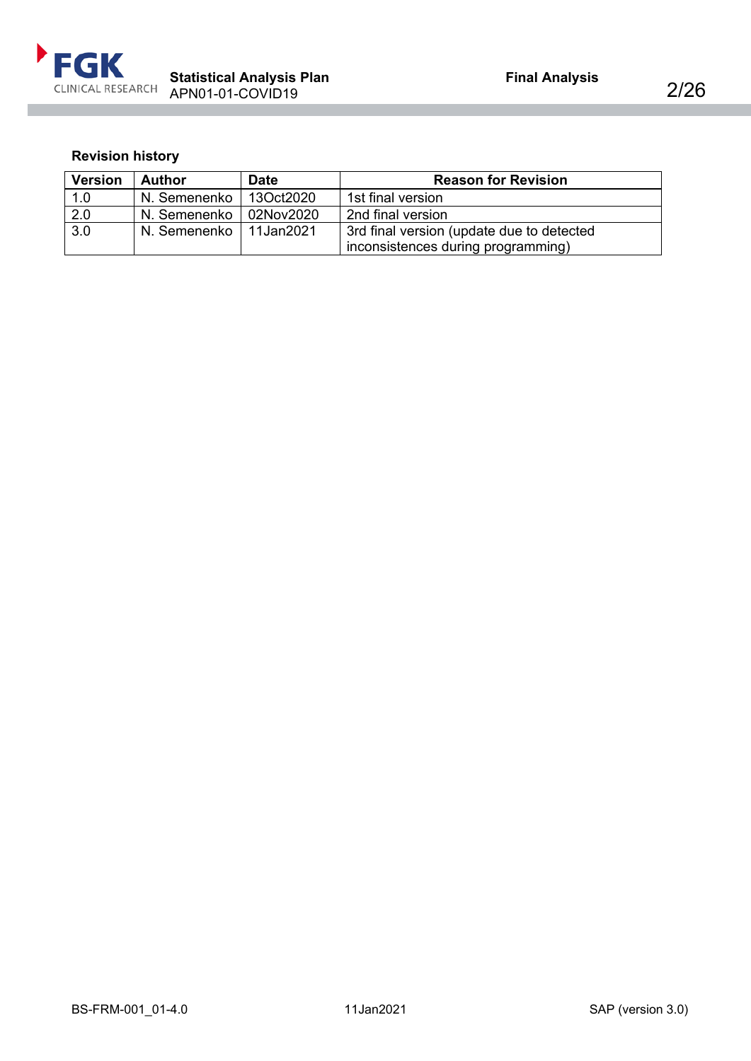**Revision history**

| Version | Author | Date | Reason for Revision |
|---|---|---|---|
| 1.0 | N. Semenenko | 13Oct2020 | 1st final version |
| 2.0 | N. Semenenko | 02Nov2020 | 2nd final version |
| 3.0 | N. Semenenko | 11Jan2021 | 3rd final version (update due to detected inconsistences during programming) |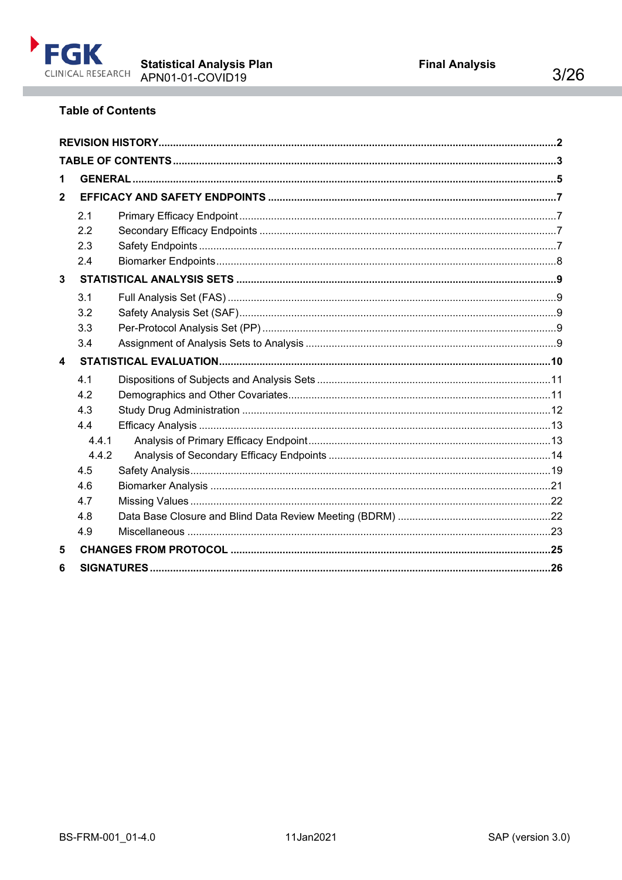## Table of Contents

**REVISION HISTORY** .......... **2**
**TABLE OF CONTENTS** .......... **3**
**1 GENERAL** .......... **5**
**2 EFFICACY AND SAFETY ENDPOINTS** .......... **7**
- 2.1 Primary Efficacy Endpoint .......... 7
- 2.2 Secondary Efficacy Endpoints .......... 7
- 2.3 Safety Endpoints .......... 7
- 2.4 Biomarker Endpoints .......... 8

**3 STATISTICAL ANALYSIS SETS** .......... **9**
- 3.1 Full Analysis Set (FAS) .......... 9
- 3.2 Safety Analysis Set (SAF) .......... 9
- 3.3 Per-Protocol Analysis Set (PP) .......... 9
- 3.4 Assignment of Analysis Sets to Analysis .......... 9

**4 STATISTICAL EVALUATION** .......... **10**
- 4.1 Dispositions of Subjects and Analysis Sets .......... 11
- 4.2 Demographics and Other Covariates .......... 11
- 4.3 Study Drug Administration .......... 12
- 4.4 Efficacy Analysis .......... 13
  - 4.4.1 Analysis of Primary Efficacy Endpoint .......... 13
  - 4.4.2 Analysis of Secondary Efficacy Endpoints .......... 14
- 4.5 Safety Analysis .......... 19
- 4.6 Biomarker Analysis .......... 21
- 4.7 Missing Values .......... 22
- 4.8 Data Base Closure and Blind Data Review Meeting (BDRM) .......... 22
- 4.9 Miscellaneous .......... 23

**5 CHANGES FROM PROTOCOL** .......... **25**
**6 SIGNATURES** .......... **26**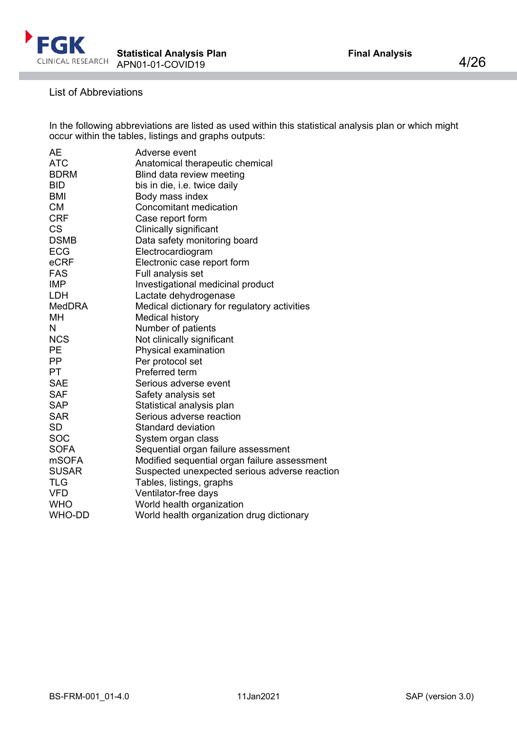## List of Abbreviations

In the following abbreviations are listed as used within this statistical analysis plan or which might occur within the tables, listings and graphs outputs:

| | |
|---|---|
| AE | Adverse event |
| ATC | Anatomical therapeutic chemical |
| BDRM | Blind data review meeting |
| BID | bis in die, i.e. twice daily |
| BMI | Body mass index |
| CM | Concomitant medication |
| CRF | Case report form |
| CS | Clinically significant |
| DSMB | Data safety monitoring board |
| ECG | Electrocardiogram |
| eCRF | Electronic case report form |
| FAS | Full analysis set |
| IMP | Investigational medicinal product |
| LDH | Lactate dehydrogenase |
| MedDRA | Medical dictionary for regulatory activities |
| MH | Medical history |
| N | Number of patients |
| NCS | Not clinically significant |
| PE | Physical examination |
| PP | Per protocol set |
| PT | Preferred term |
| SAE | Serious adverse event |
| SAF | Safety analysis set |
| SAP | Statistical analysis plan |
| SAR | Serious adverse reaction |
| SD | Standard deviation |
| SOC | System organ class |
| SOFA | Sequential organ failure assessment |
| mSOFA | Modified sequential organ failure assessment |
| SUSAR | Suspected unexpected serious adverse reaction |
| TLG | Tables, listings, graphs |
| VFD | Ventilator-free days |
| WHO | World health organization |
| WHO-DD | World health organization drug dictionary |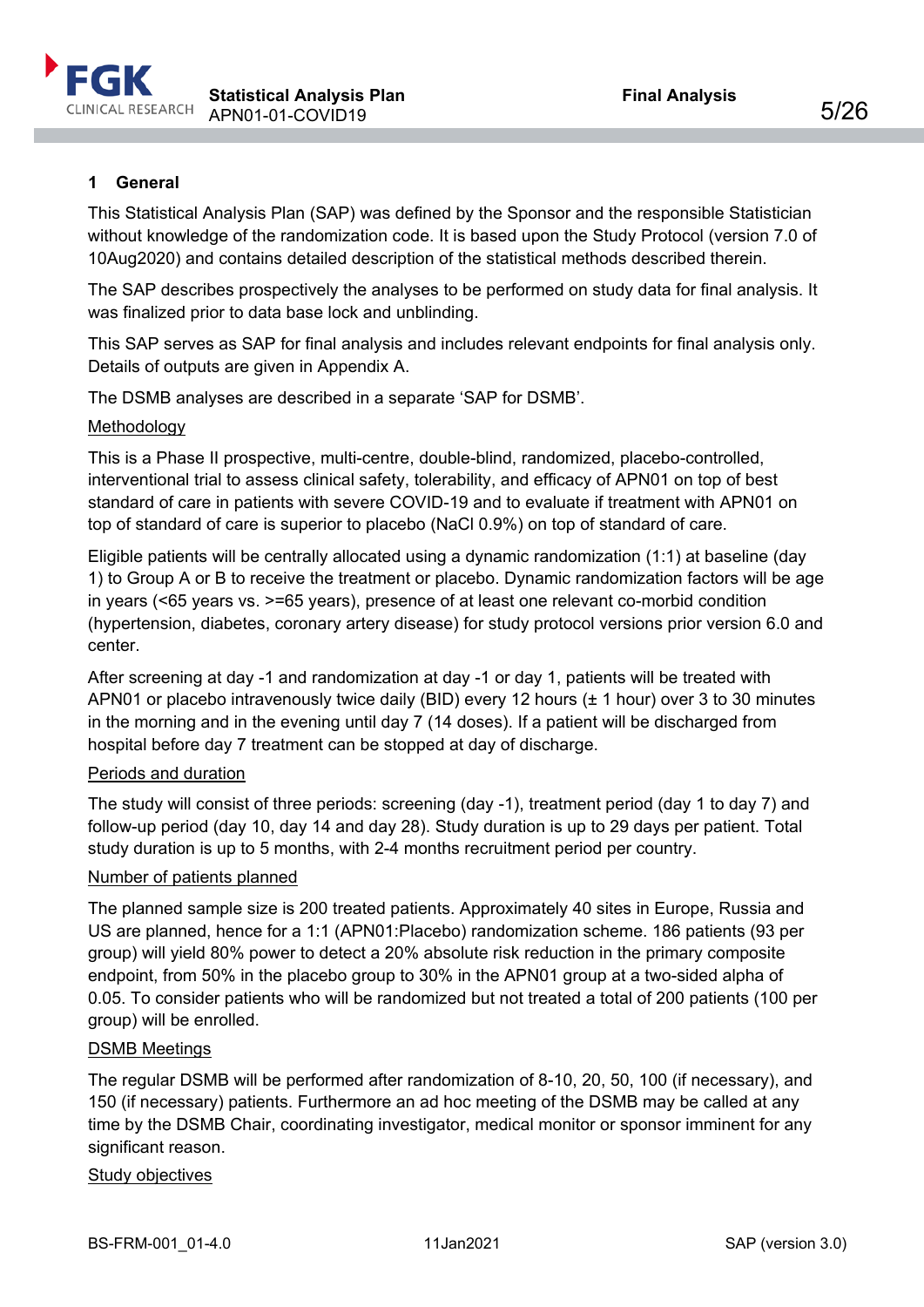# 1 General

This Statistical Analysis Plan (SAP) was defined by the Sponsor and the responsible Statistician without knowledge of the randomization code. It is based upon the Study Protocol (version 7.0 of 10Aug2020) and contains detailed description of the statistical methods described therein.

The SAP describes prospectively the analyses to be performed on study data for final analysis. It was finalized prior to data base lock and unblinding.

This SAP serves as SAP for final analysis and includes relevant endpoints for final analysis only. Details of outputs are given in Appendix A.

The DSMB analyses are described in a separate 'SAP for DSMB'.

<u>Methodology</u>

This is a Phase II prospective, multi-centre, double-blind, randomized, placebo-controlled, interventional trial to assess clinical safety, tolerability, and efficacy of APN01 on top of best standard of care in patients with severe COVID-19 and to evaluate if treatment with APN01 on top of standard of care is superior to placebo (NaCl 0.9%) on top of standard of care.

Eligible patients will be centrally allocated using a dynamic randomization (1:1) at baseline (day 1) to Group A or B to receive the treatment or placebo. Dynamic randomization factors will be age in years (<65 years vs. >=65 years), presence of at least one relevant co-morbid condition (hypertension, diabetes, coronary artery disease) for study protocol versions prior version 6.0 and center.

After screening at day -1 and randomization at day -1 or day 1, patients will be treated with APN01 or placebo intravenously twice daily (BID) every 12 hours (± 1 hour) over 3 to 30 minutes in the morning and in the evening until day 7 (14 doses). If a patient will be discharged from hospital before day 7 treatment can be stopped at day of discharge.

<u>Periods and duration</u>

The study will consist of three periods: screening (day -1), treatment period (day 1 to day 7) and follow-up period (day 10, day 14 and day 28). Study duration is up to 29 days per patient. Total study duration is up to 5 months, with 2-4 months recruitment period per country.

<u>Number of patients planned</u>

The planned sample size is 200 treated patients. Approximately 40 sites in Europe, Russia and US are planned, hence for a 1:1 (APN01:Placebo) randomization scheme. 186 patients (93 per group) will yield 80% power to detect a 20% absolute risk reduction in the primary composite endpoint, from 50% in the placebo group to 30% in the APN01 group at a two-sided alpha of 0.05. To consider patients who will be randomized but not treated a total of 200 patients (100 per group) will be enrolled.

<u>DSMB Meetings</u>

The regular DSMB will be performed after randomization of 8-10, 20, 50, 100 (if necessary), and 150 (if necessary) patients. Furthermore an ad hoc meeting of the DSMB may be called at any time by the DSMB Chair, coordinating investigator, medical monitor or sponsor imminent for any significant reason.

<u>Study objectives</u>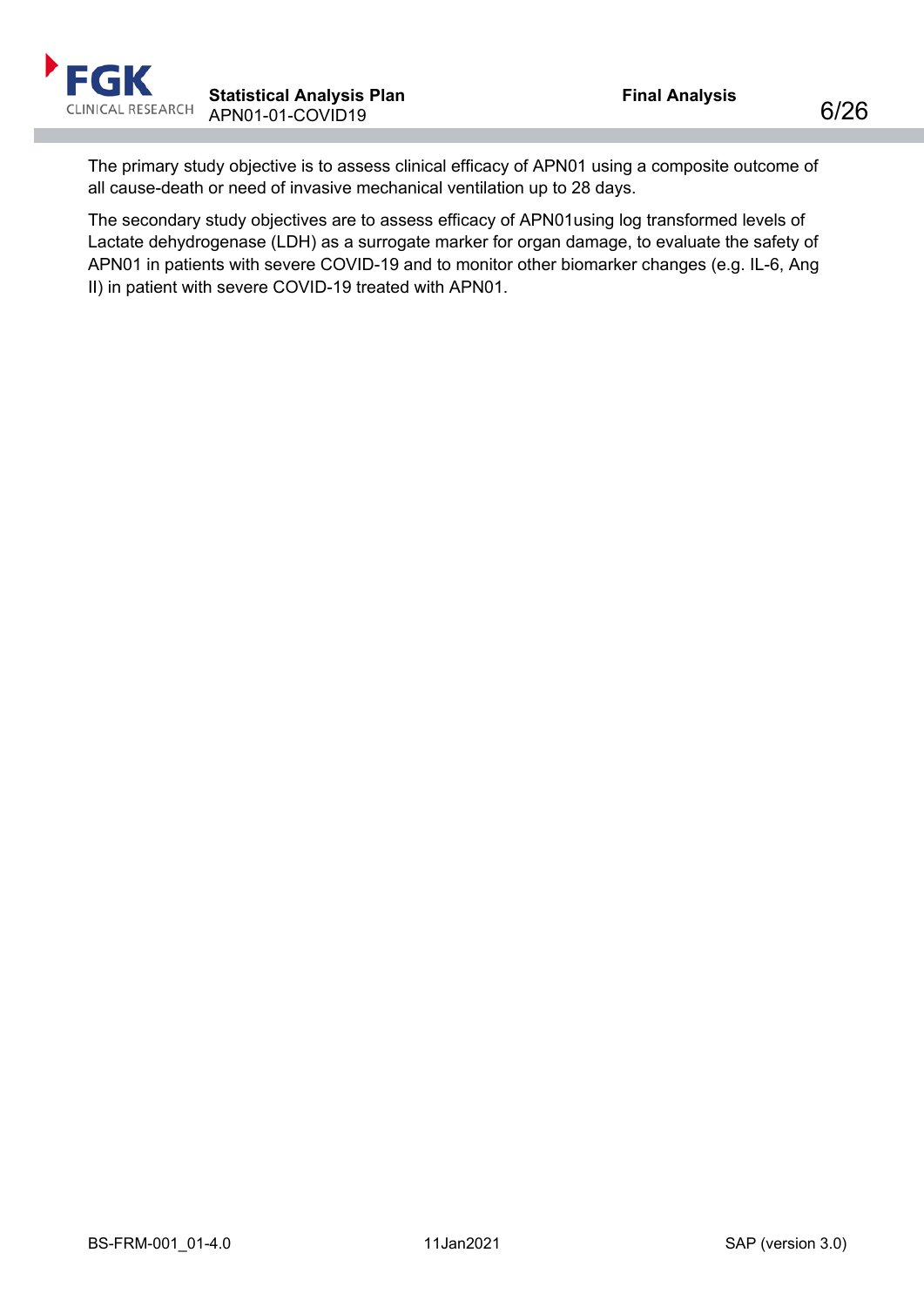The primary study objective is to assess clinical efficacy of APN01 using a composite outcome of all cause-death or need of invasive mechanical ventilation up to 28 days.

The secondary study objectives are to assess efficacy of APN01using log transformed levels of Lactate dehydrogenase (LDH) as a surrogate marker for organ damage, to evaluate the safety of APN01 in patients with severe COVID-19 and to monitor other biomarker changes (e.g. IL-6, Ang II) in patient with severe COVID-19 treated with APN01.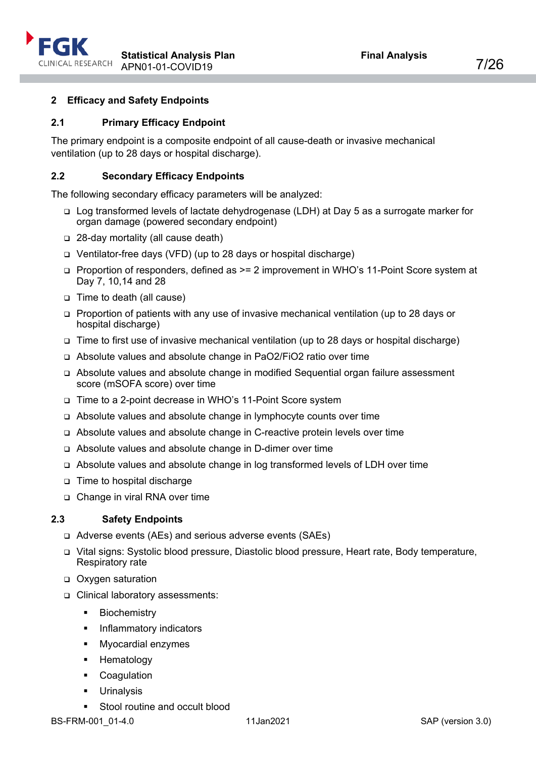## 2 Efficacy and Safety Endpoints

### 2.1 Primary Efficacy Endpoint

The primary endpoint is a composite endpoint of all cause-death or invasive mechanical ventilation (up to 28 days or hospital discharge).

### 2.2 Secondary Efficacy Endpoints

The following secondary efficacy parameters will be analyzed:

- Log transformed levels of lactate dehydrogenase (LDH) at Day 5 as a surrogate marker for organ damage (powered secondary endpoint)
- 28-day mortality (all cause death)
- Ventilator-free days (VFD) (up to 28 days or hospital discharge)
- Proportion of responders, defined as >= 2 improvement in WHO's 11-Point Score system at Day 7, 10,14 and 28
- Time to death (all cause)
- Proportion of patients with any use of invasive mechanical ventilation (up to 28 days or hospital discharge)
- Time to first use of invasive mechanical ventilation (up to 28 days or hospital discharge)
- Absolute values and absolute change in $PaO_2/FiO_2$ ratio over time
- Absolute values and absolute change in modified Sequential organ failure assessment score (mSOFA score) over time
- Time to a 2-point decrease in WHO's 11-Point Score system
- Absolute values and absolute change in lymphocyte counts over time
- Absolute values and absolute change in C-reactive protein levels over time
- Absolute values and absolute change in D-dimer over time
- Absolute values and absolute change in log transformed levels of LDH over time
- Time to hospital discharge
- Change in viral RNA over time

### 2.3 Safety Endpoints

- Adverse events (AEs) and serious adverse events (SAEs)
- Vital signs: Systolic blood pressure, Diastolic blood pressure, Heart rate, Body temperature, Respiratory rate
- Oxygen saturation
- Clinical laboratory assessments:
  - Biochemistry
  - Inflammatory indicators
  - Myocardial enzymes
  - Hematology
  - Coagulation
  - Urinalysis
  - Stool routine and occult blood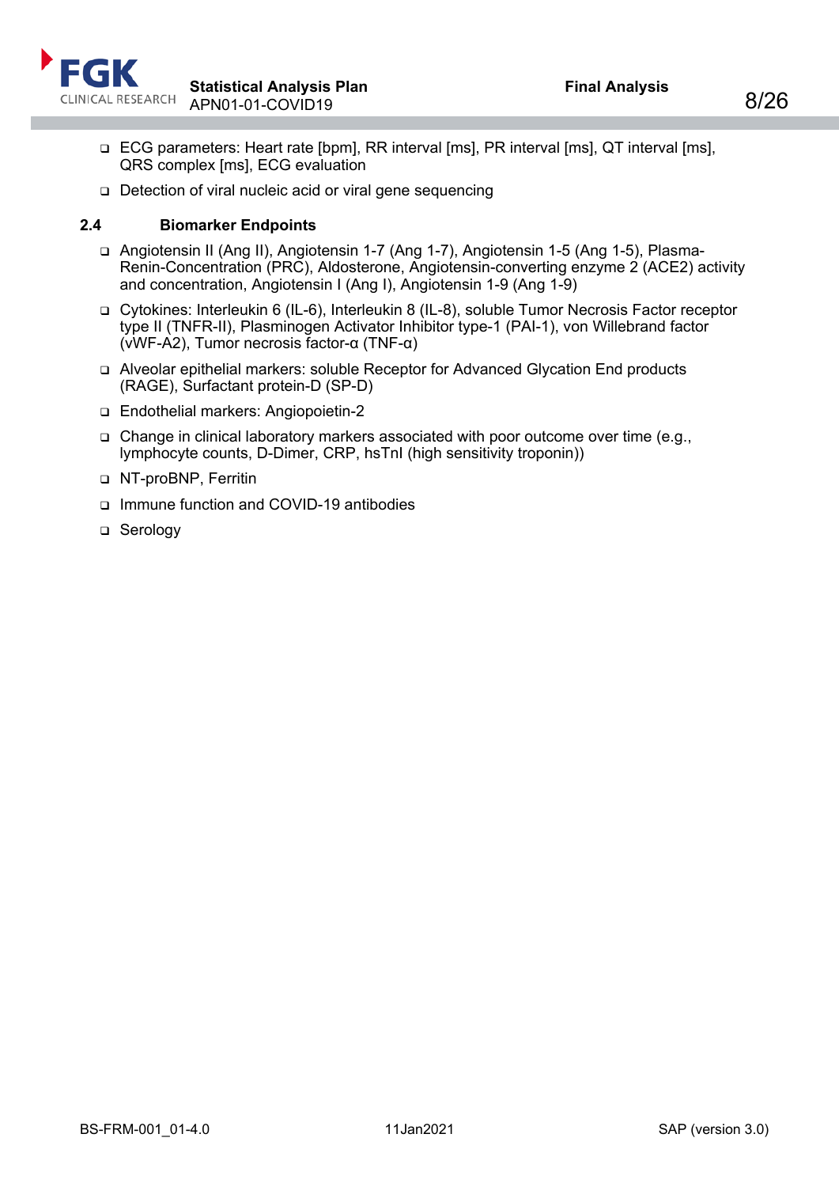- ECG parameters: Heart rate [bpm], RR interval [ms], PR interval [ms], QT interval [ms], QRS complex [ms], ECG evaluation
- Detection of viral nucleic acid or viral gene sequencing

### 2.4 Biomarker Endpoints

- Angiotensin II (Ang II), Angiotensin 1-7 (Ang 1-7), Angiotensin 1-5 (Ang 1-5), Plasma-Renin-Concentration (PRC), Aldosterone, Angiotensin-converting enzyme 2 (ACE2) activity and concentration, Angiotensin I (Ang I), Angiotensin 1-9 (Ang 1-9)
- Cytokines: Interleukin 6 (IL-6), Interleukin 8 (IL-8), soluble Tumor Necrosis Factor receptor type II (TNFR-II), Plasminogen Activator Inhibitor type-1 (PAI-1), von Willebrand factor (vWF-A2), Tumor necrosis factor-α (TNF-α)
- Alveolar epithelial markers: soluble Receptor for Advanced Glycation End products (RAGE), Surfactant protein-D (SP-D)
- Endothelial markers: Angiopoietin-2
- Change in clinical laboratory markers associated with poor outcome over time (e.g., lymphocyte counts, D-Dimer, CRP, hsTnI (high sensitivity troponin))
- NT-proBNP, Ferritin
- Immune function and COVID-19 antibodies
- Serology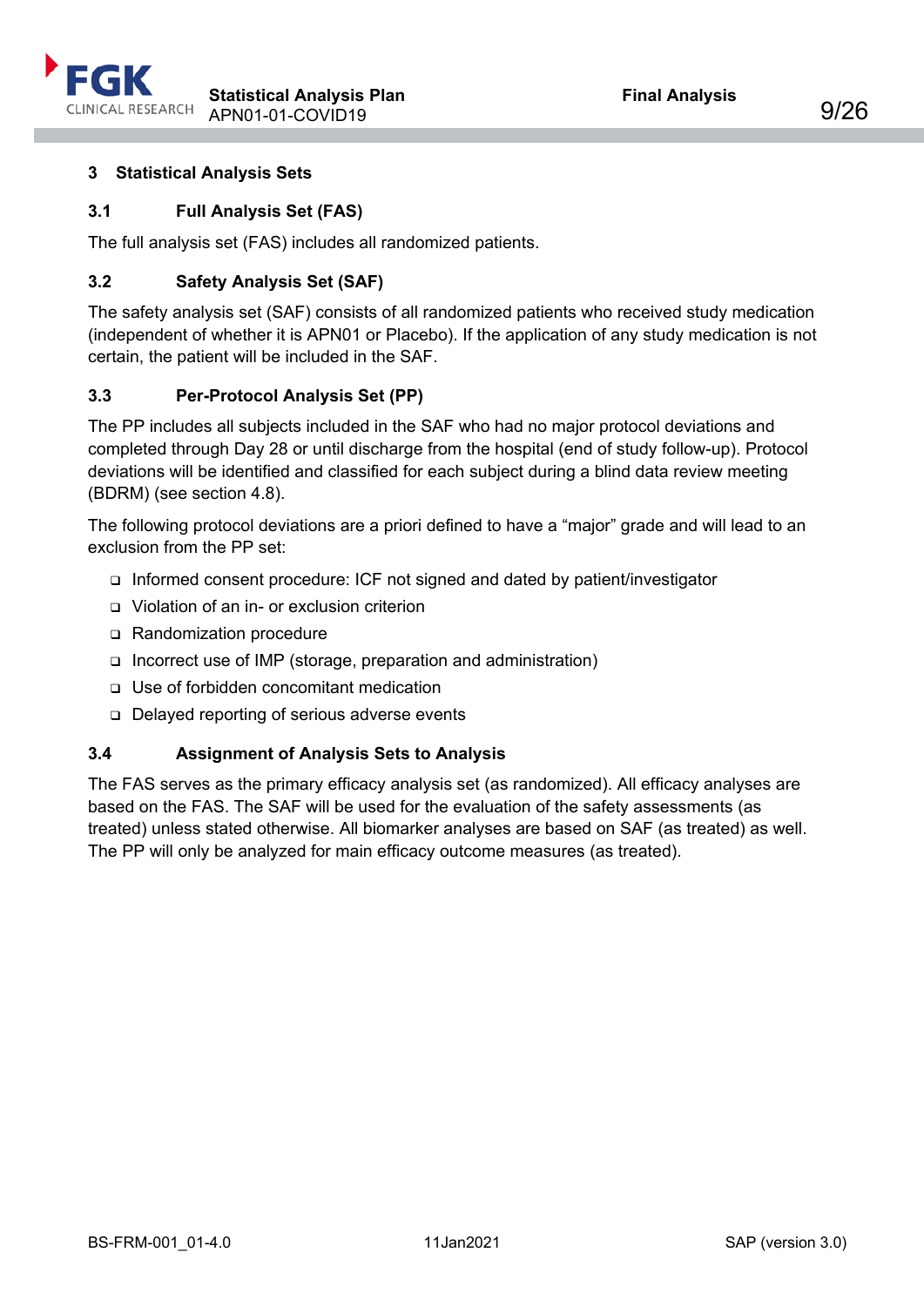# 3 Statistical Analysis Sets

## 3.1 Full Analysis Set (FAS)

The full analysis set (FAS) includes all randomized patients.

## 3.2 Safety Analysis Set (SAF)

The safety analysis set (SAF) consists of all randomized patients who received study medication (independent of whether it is APN01 or Placebo). If the application of any study medication is not certain, the patient will be included in the SAF.

## 3.3 Per-Protocol Analysis Set (PP)

The PP includes all subjects included in the SAF who had no major protocol deviations and completed through Day 28 or until discharge from the hospital (end of study follow-up). Protocol deviations will be identified and classified for each subject during a blind data review meeting (BDRM) (see section 4.8).

The following protocol deviations are a priori defined to have a “major” grade and will lead to an exclusion from the PP set:

- Informed consent procedure: ICF not signed and dated by patient/investigator
- Violation of an in- or exclusion criterion
- Randomization procedure
- Incorrect use of IMP (storage, preparation and administration)
- Use of forbidden concomitant medication
- Delayed reporting of serious adverse events

## 3.4 Assignment of Analysis Sets to Analysis

The FAS serves as the primary efficacy analysis set (as randomized). All efficacy analyses are based on the FAS. The SAF will be used for the evaluation of the safety assessments (as treated) unless stated otherwise. All biomarker analyses are based on SAF (as treated) as well. The PP will only be analyzed for main efficacy outcome measures (as treated).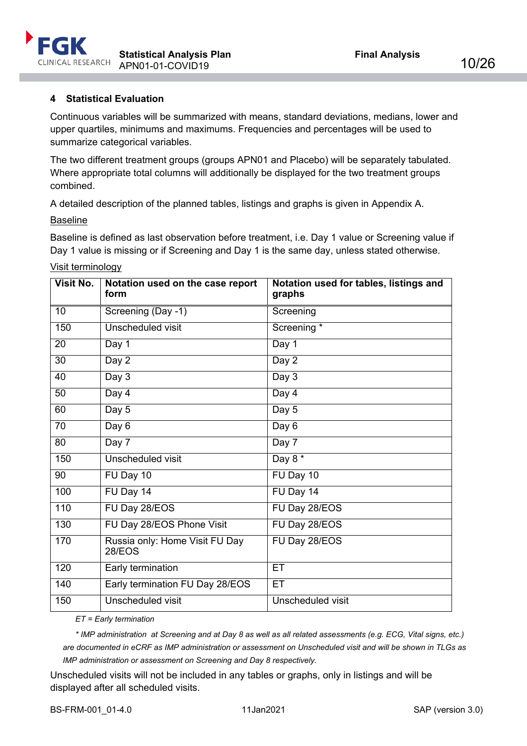# 4 Statistical Evaluation

Continuous variables will be summarized with means, standard deviations, medians, lower and upper quartiles, minimums and maximums. Frequencies and percentages will be used to summarize categorical variables.

The two different treatment groups (groups APN01 and Placebo) will be separately tabulated. Where appropriate total columns will additionally be displayed for the two treatment groups combined.

A detailed description of the planned tables, listings and graphs is given in Appendix A.

<u>Baseline</u>

Baseline is defined as last observation before treatment, i.e. Day 1 value or Screening value if Day 1 value is missing or if Screening and Day 1 is the same day, unless stated otherwise.

<u>Visit terminology</u>

| Visit No. | Notation used on the case report form | Notation used for tables, listings and graphs |
|---|---|---|
| 10 | Screening (Day -1) | Screening |
| 150 | Unscheduled visit | Screening * |
| 20 | Day 1 | Day 1 |
| 30 | Day 2 | Day 2 |
| 40 | Day 3 | Day 3 |
| 50 | Day 4 | Day 4 |
| 60 | Day 5 | Day 5 |
| 70 | Day 6 | Day 6 |
| 80 | Day 7 | Day 7 |
| 150 | Unscheduled visit | Day 8 * |
| 90 | FU Day 10 | FU Day 10 |
| 100 | FU Day 14 | FU Day 14 |
| 110 | FU Day 28/EOS | FU Day 28/EOS |
| 130 | FU Day 28/EOS Phone Visit | FU Day 28/EOS |
| 170 | Russia only: Home Visit FU Day 28/EOS | FU Day 28/EOS |
| 120 | Early termination | ET |
| 140 | Early termination FU Day 28/EOS | ET |
| 150 | Unscheduled visit | Unscheduled visit |

*ET = Early termination*

*\* IMP administration at Screening and at Day 8 as well as all related assessments (e.g. ECG, Vital signs, etc.) are documented in eCRF as IMP administration or assessment on Unscheduled visit and will be shown in TLGs as IMP administration or assessment on Screening and Day 8 respectively.*

Unscheduled visits will not be included in any tables or graphs, only in listings and will be displayed after all scheduled visits.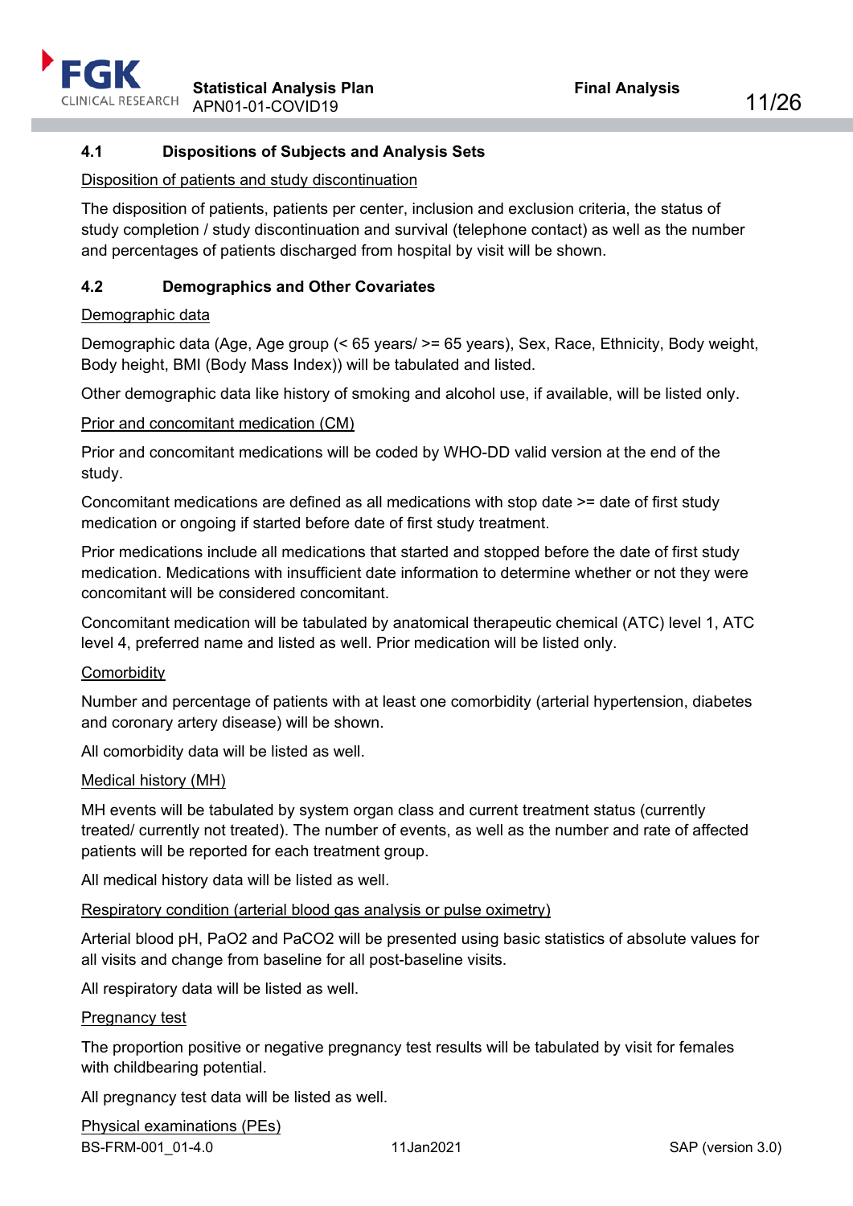### 4.1 Dispositions of Subjects and Analysis Sets

Disposition of patients and study discontinuation

The disposition of patients, patients per center, inclusion and exclusion criteria, the status of study completion / study discontinuation and survival (telephone contact) as well as the number and percentages of patients discharged from hospital by visit will be shown.

### 4.2 Demographics and Other Covariates

Demographic data

Demographic data (Age, Age group (< 65 years/ >= 65 years), Sex, Race, Ethnicity, Body weight, Body height, BMI (Body Mass Index)) will be tabulated and listed.

Other demographic data like history of smoking and alcohol use, if available, will be listed only.

Prior and concomitant medication (CM)

Prior and concomitant medications will be coded by WHO-DD valid version at the end of the study.

Concomitant medications are defined as all medications with stop date >= date of first study medication or ongoing if started before date of first study treatment.

Prior medications include all medications that started and stopped before the date of first study medication. Medications with insufficient date information to determine whether or not they were concomitant will be considered concomitant.

Concomitant medication will be tabulated by anatomical therapeutic chemical (ATC) level 1, ATC level 4, preferred name and listed as well. Prior medication will be listed only.

Comorbidity

Number and percentage of patients with at least one comorbidity (arterial hypertension, diabetes and coronary artery disease) will be shown.

All comorbidity data will be listed as well.

Medical history (MH)

MH events will be tabulated by system organ class and current treatment status (currently treated/ currently not treated). The number of events, as well as the number and rate of affected patients will be reported for each treatment group.

All medical history data will be listed as well.

Respiratory condition (arterial blood gas analysis or pulse oximetry)

Arterial blood pH, $PaO_2$ and $PaCO_2$ will be presented using basic statistics of absolute values for all visits and change from baseline for all post-baseline visits.

All respiratory data will be listed as well.

Pregnancy test

The proportion positive or negative pregnancy test results will be tabulated by visit for females with childbearing potential.

All pregnancy test data will be listed as well.

Physical examinations (PEs)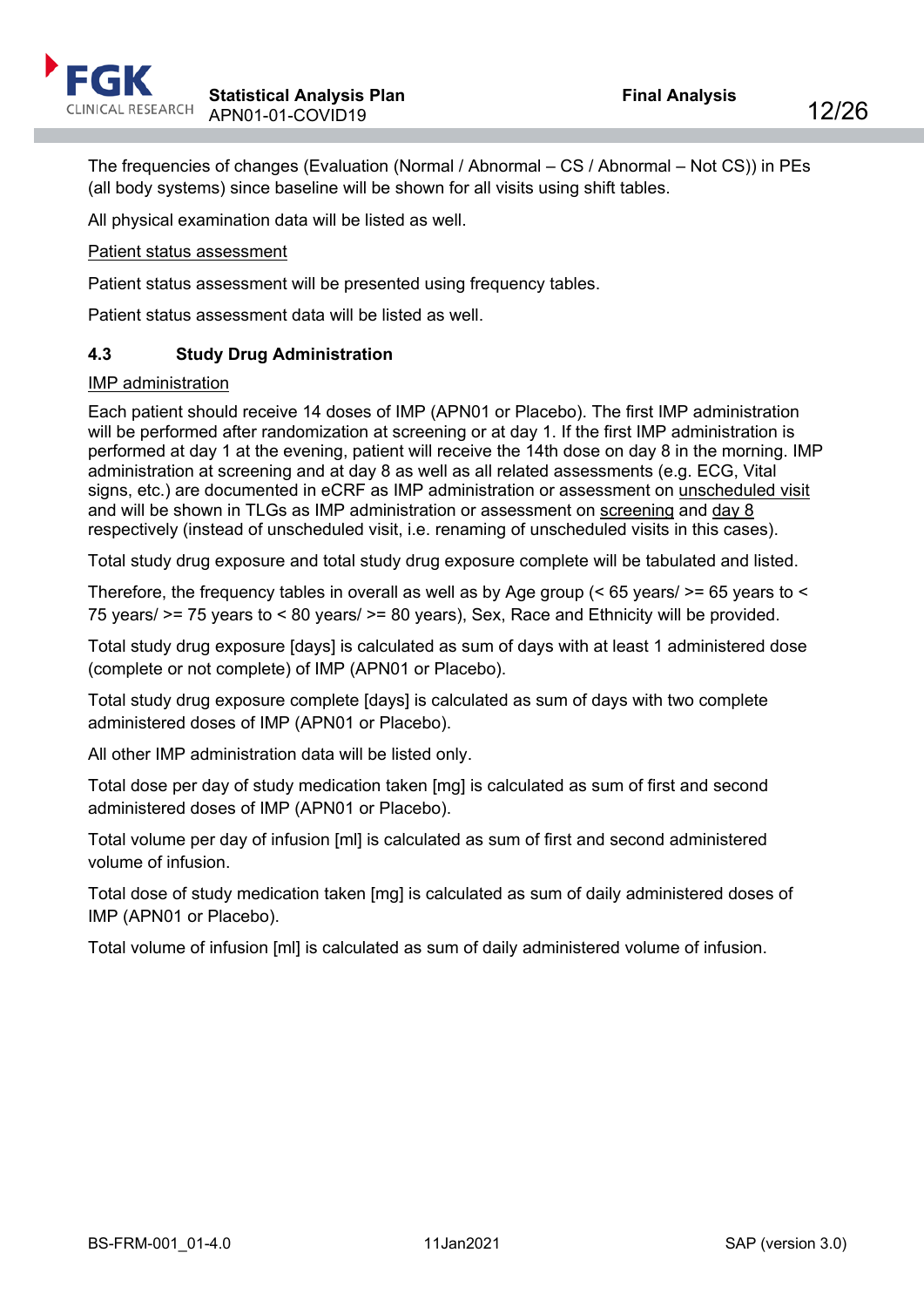The frequencies of changes (Evaluation (Normal / Abnormal – CS / Abnormal – Not CS)) in PEs (all body systems) since baseline will be shown for all visits using shift tables.

All physical examination data will be listed as well.

<u>Patient status assessment</u>

Patient status assessment will be presented using frequency tables.

Patient status assessment data will be listed as well.

### 4.3 Study Drug Administration

<u>IMP administration</u>

Each patient should receive 14 doses of IMP (APN01 or Placebo). The first IMP administration will be performed after randomization at screening or at day 1. If the first IMP administration is performed at day 1 at the evening, patient will receive the 14th dose on day 8 in the morning. IMP administration at screening and at day 8 as well as all related assessments (e.g. ECG, Vital signs, etc.) are documented in eCRF as IMP administration or assessment on <u>unscheduled visit</u> and will be shown in TLGs as IMP administration or assessment on <u>screening</u> and <u>day 8</u> respectively (instead of unscheduled visit, i.e. renaming of unscheduled visits in this cases).

Total study drug exposure and total study drug exposure complete will be tabulated and listed.

Therefore, the frequency tables in overall as well as by Age group (< 65 years/ >= 65 years to < 75 years/ >= 75 years to < 80 years/ >= 80 years), Sex, Race and Ethnicity will be provided.

Total study drug exposure [days] is calculated as sum of days with at least 1 administered dose (complete or not complete) of IMP (APN01 or Placebo).

Total study drug exposure complete [days] is calculated as sum of days with two complete administered doses of IMP (APN01 or Placebo).

All other IMP administration data will be listed only.

Total dose per day of study medication taken [mg] is calculated as sum of first and second administered doses of IMP (APN01 or Placebo).

Total volume per day of infusion [ml] is calculated as sum of first and second administered volume of infusion.

Total dose of study medication taken [mg] is calculated as sum of daily administered doses of IMP (APN01 or Placebo).

Total volume of infusion [ml] is calculated as sum of daily administered volume of infusion.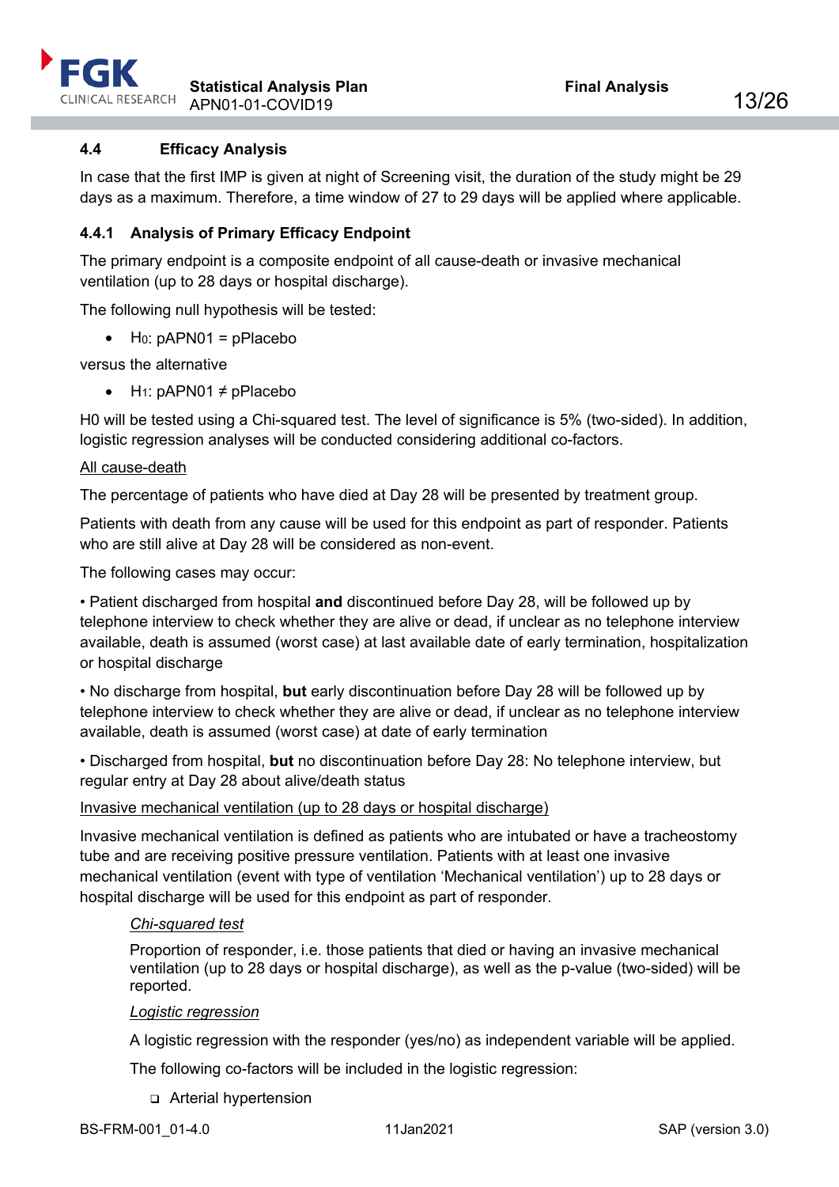### 4.4 Efficacy Analysis

In case that the first IMP is given at night of Screening visit, the duration of the study might be 29 days as a maximum. Therefore, a time window of 27 to 29 days will be applied where applicable.

#### 4.4.1 Analysis of Primary Efficacy Endpoint

The primary endpoint is a composite endpoint of all cause-death or invasive mechanical ventilation (up to 28 days or hospital discharge).

The following null hypothesis will be tested:

- $H_0$: pAPN01 = pPlacebo

versus the alternative

- $H_1$: pAPN01 ≠ pPlacebo

H0 will be tested using a Chi-squared test. The level of significance is 5% (two-sided). In addition, logistic regression analyses will be conducted considering additional co-factors.

<u>All cause-death</u>

The percentage of patients who have died at Day 28 will be presented by treatment group.

Patients with death from any cause will be used for this endpoint as part of responder. Patients who are still alive at Day 28 will be considered as non-event.

The following cases may occur:

• Patient discharged from hospital **and** discontinued before Day 28, will be followed up by telephone interview to check whether they are alive or dead, if unclear as no telephone interview available, death is assumed (worst case) at last available date of early termination, hospitalization or hospital discharge

• No discharge from hospital, **but** early discontinuation before Day 28 will be followed up by telephone interview to check whether they are alive or dead, if unclear as no telephone interview available, death is assumed (worst case) at date of early termination

• Discharged from hospital, **but** no discontinuation before Day 28: No telephone interview, but regular entry at Day 28 about alive/death status

<u>Invasive mechanical ventilation (up to 28 days or hospital discharge)</u>

Invasive mechanical ventilation is defined as patients who are intubated or have a tracheostomy tube and are receiving positive pressure ventilation. Patients with at least one invasive mechanical ventilation (event with type of ventilation ‘Mechanical ventilation’) up to 28 days or hospital discharge will be used for this endpoint as part of responder.

<u>*Chi-squared test*</u>

Proportion of responder, i.e. those patients that died or having an invasive mechanical ventilation (up to 28 days or hospital discharge), as well as the p-value (two-sided) will be reported.

<u>*Logistic regression*</u>

A logistic regression with the responder (yes/no) as independent variable will be applied.

The following co-factors will be included in the logistic regression:

- ❑ Arterial hypertension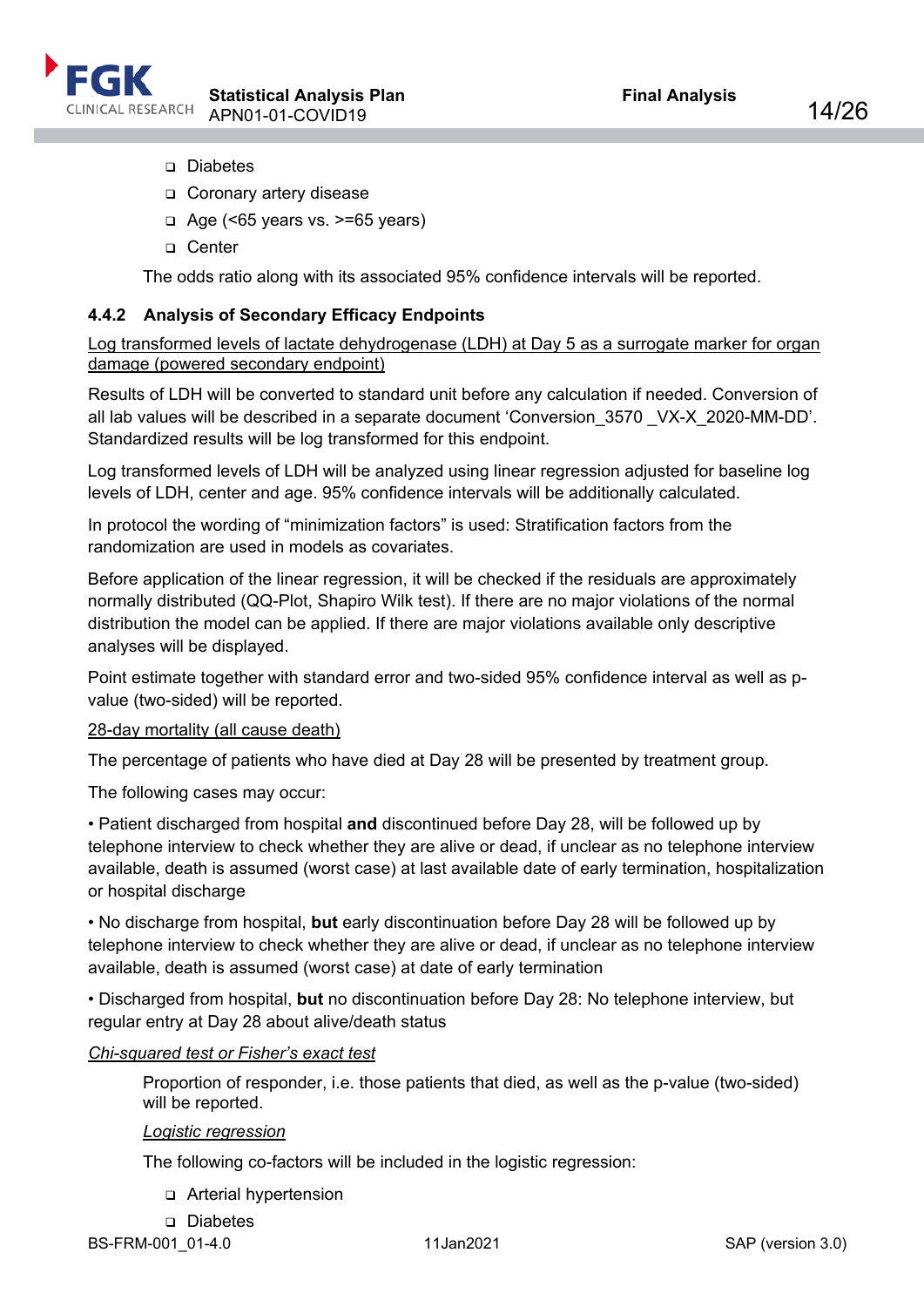- Diabetes
- Coronary artery disease
- Age (<65 years vs. >=65 years)
- Center

The odds ratio along with its associated 95% confidence intervals will be reported.

### 4.4.2 Analysis of Secondary Efficacy Endpoints

Log transformed levels of lactate dehydrogenase (LDH) at Day 5 as a surrogate marker for organ damage (powered secondary endpoint)

Results of LDH will be converted to standard unit before any calculation if needed. Conversion of all lab values will be described in a separate document 'Conversion_3570 _VX-X_2020-MM-DD'. Standardized results will be log transformed for this endpoint.

Log transformed levels of LDH will be analyzed using linear regression adjusted for baseline log levels of LDH, center and age. 95% confidence intervals will be additionally calculated.

In protocol the wording of "minimization factors" is used: Stratification factors from the randomization are used in models as covariates.

Before application of the linear regression, it will be checked if the residuals are approximately normally distributed (QQ-Plot, Shapiro Wilk test). If there are no major violations of the normal distribution the model can be applied. If there are major violations available only descriptive analyses will be displayed.

Point estimate together with standard error and two-sided 95% confidence interval as well as p-value (two-sided) will be reported.

28-day mortality (all cause death)

The percentage of patients who have died at Day 28 will be presented by treatment group.

The following cases may occur:

• Patient discharged from hospital **and** discontinued before Day 28, will be followed up by telephone interview to check whether they are alive or dead, if unclear as no telephone interview available, death is assumed (worst case) at last available date of early termination, hospitalization or hospital discharge

• No discharge from hospital, **but** early discontinuation before Day 28 will be followed up by telephone interview to check whether they are alive or dead, if unclear as no telephone interview available, death is assumed (worst case) at date of early termination

• Discharged from hospital, **but** no discontinuation before Day 28: No telephone interview, but regular entry at Day 28 about alive/death status

*Chi-squared test or Fisher's exact test*

Proportion of responder, i.e. those patients that died, as well as the p-value (two-sided) will be reported.

*Logistic regression*

The following co-factors will be included in the logistic regression:

- Arterial hypertension
- Diabetes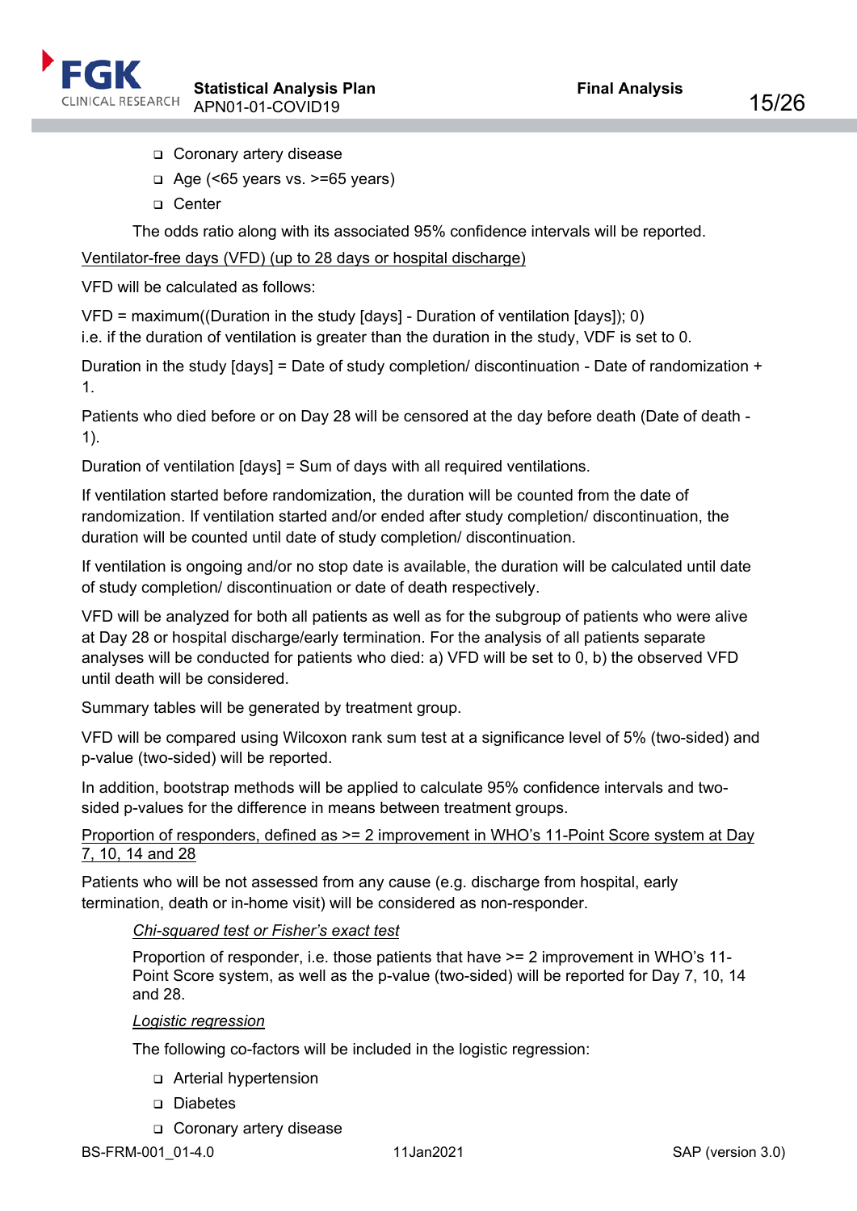- Coronary artery disease
- Age (<65 years vs. >=65 years)
- Center

The odds ratio along with its associated 95% confidence intervals will be reported.

<u>Ventilator-free days (VFD) (up to 28 days or hospital discharge)</u>

VFD will be calculated as follows:

VFD = maximum((Duration in the study [days] - Duration of ventilation [days]); 0)
i.e. if the duration of ventilation is greater than the duration in the study, VDF is set to 0.

Duration in the study [days] = Date of study completion/ discontinuation - Date of randomization + 1.

Patients who died before or on Day 28 will be censored at the day before death (Date of death - 1).

Duration of ventilation [days] = Sum of days with all required ventilations.

If ventilation started before randomization, the duration will be counted from the date of randomization. If ventilation started and/or ended after study completion/ discontinuation, the duration will be counted until date of study completion/ discontinuation.

If ventilation is ongoing and/or no stop date is available, the duration will be calculated until date of study completion/ discontinuation or date of death respectively.

VFD will be analyzed for both all patients as well as for the subgroup of patients who were alive at Day 28 or hospital discharge/early termination. For the analysis of all patients separate analyses will be conducted for patients who died: a) VFD will be set to 0, b) the observed VFD until death will be considered.

Summary tables will be generated by treatment group.

VFD will be compared using Wilcoxon rank sum test at a significance level of 5% (two-sided) and p-value (two-sided) will be reported.

In addition, bootstrap methods will be applied to calculate 95% confidence intervals and two-sided p-values for the difference in means between treatment groups.

<u>Proportion of responders, defined as >= 2 improvement in WHO's 11-Point Score system at Day 7, 10, 14 and 28</u>

Patients who will be not assessed from any cause (e.g. discharge from hospital, early termination, death or in-home visit) will be considered as non-responder.

*<u>Chi-squared test or Fisher's exact test</u>*

Proportion of responder, i.e. those patients that have >= 2 improvement in WHO's 11-Point Score system, as well as the p-value (two-sided) will be reported for Day 7, 10, 14 and 28.

*<u>Logistic regression</u>*

The following co-factors will be included in the logistic regression:

- Arterial hypertension
- Diabetes
- Coronary artery disease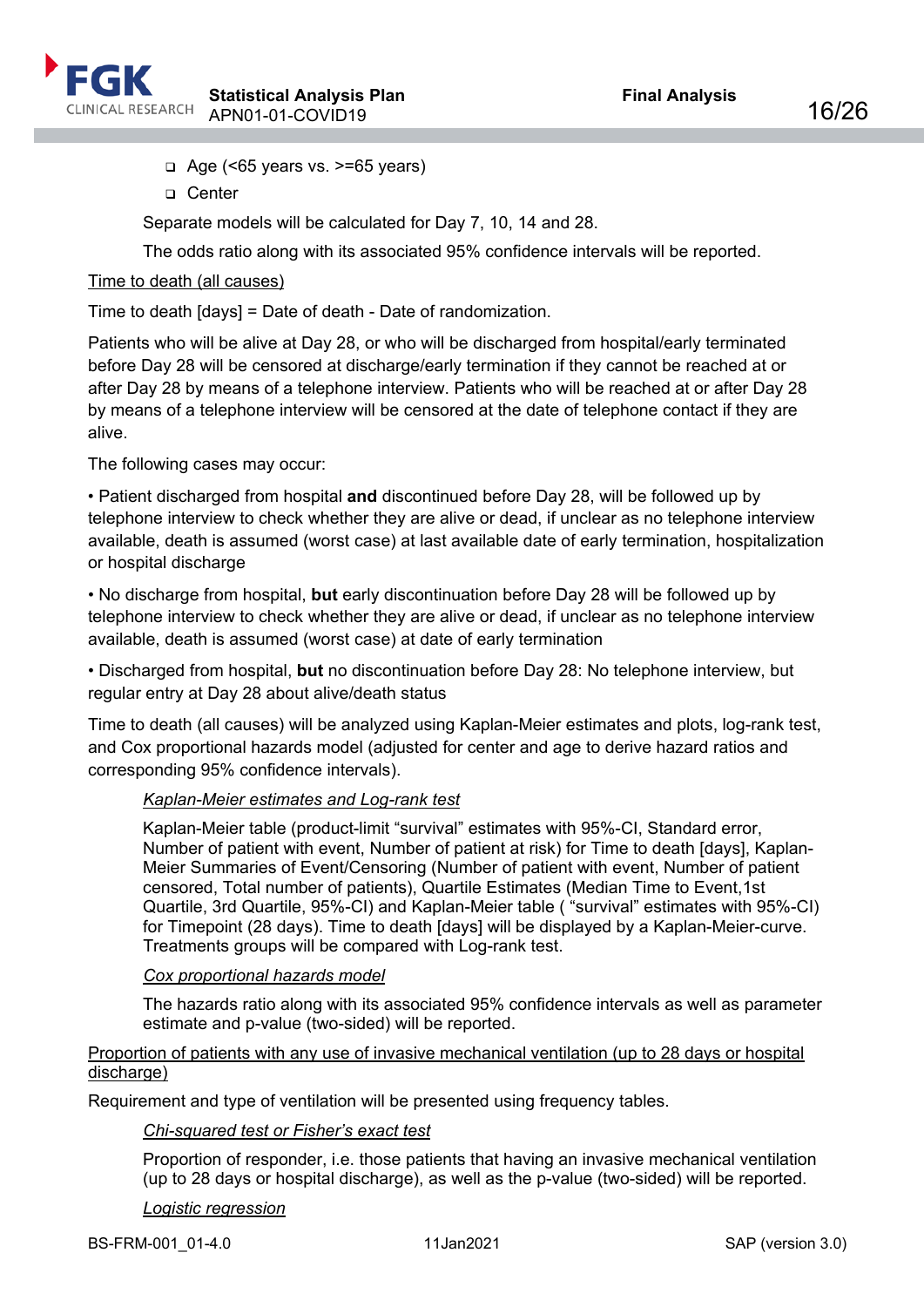- Age (<65 years vs. >=65 years)
- Center

Separate models will be calculated for Day 7, 10, 14 and 28.

The odds ratio along with its associated 95% confidence intervals will be reported.

Time to death (all causes)

Time to death [days] = Date of death - Date of randomization.

Patients who will be alive at Day 28, or who will be discharged from hospital/early terminated before Day 28 will be censored at discharge/early termination if they cannot be reached at or after Day 28 by means of a telephone interview. Patients who will be reached at or after Day 28 by means of a telephone interview will be censored at the date of telephone contact if they are alive.

The following cases may occur:

• Patient discharged from hospital **and** discontinued before Day 28, will be followed up by telephone interview to check whether they are alive or dead, if unclear as no telephone interview available, death is assumed (worst case) at last available date of early termination, hospitalization or hospital discharge

• No discharge from hospital, **but** early discontinuation before Day 28 will be followed up by telephone interview to check whether they are alive or dead, if unclear as no telephone interview available, death is assumed (worst case) at date of early termination

• Discharged from hospital, **but** no discontinuation before Day 28: No telephone interview, but regular entry at Day 28 about alive/death status

Time to death (all causes) will be analyzed using Kaplan-Meier estimates and plots, log-rank test, and Cox proportional hazards model (adjusted for center and age to derive hazard ratios and corresponding 95% confidence intervals).

*Kaplan-Meier estimates and Log-rank test*

Kaplan-Meier table (product-limit “survival” estimates with 95%-CI, Standard error, Number of patient with event, Number of patient at risk) for Time to death [days], Kaplan-Meier Summaries of Event/Censoring (Number of patient with event, Number of patient censored, Total number of patients), Quartile Estimates (Median Time to Event,1st Quartile, 3rd Quartile, 95%-CI) and Kaplan-Meier table ( “survival” estimates with 95%-CI) for Timepoint (28 days). Time to death [days] will be displayed by a Kaplan-Meier-curve. Treatments groups will be compared with Log-rank test.

*Cox proportional hazards model*

The hazards ratio along with its associated 95% confidence intervals as well as parameter estimate and p-value (two-sided) will be reported.

Proportion of patients with any use of invasive mechanical ventilation (up to 28 days or hospital discharge)

Requirement and type of ventilation will be presented using frequency tables.

*Chi-squared test or Fisher’s exact test*

Proportion of responder, i.e. those patients that having an invasive mechanical ventilation (up to 28 days or hospital discharge), as well as the p-value (two-sided) will be reported.

*Logistic regression*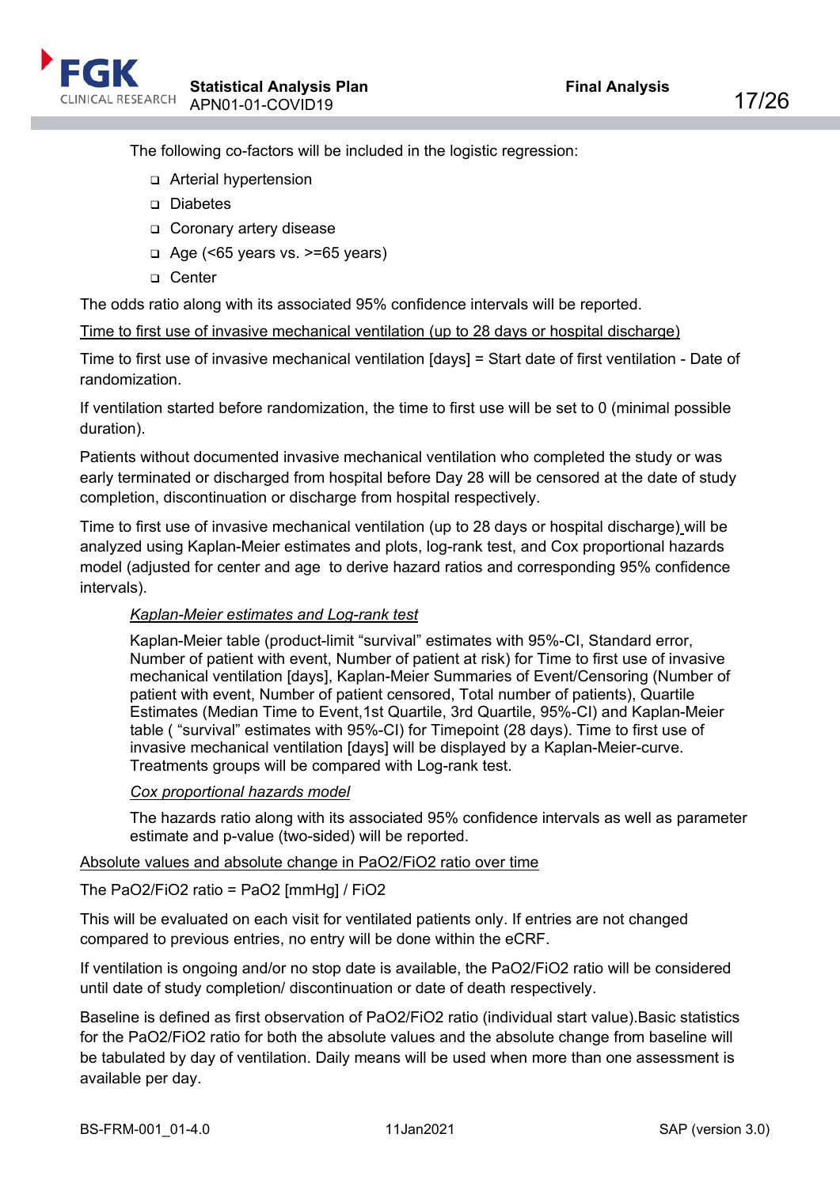The following co-factors will be included in the logistic regression:

- Arterial hypertension
- Diabetes
- Coronary artery disease
- Age (<65 years vs. >=65 years)
- Center

The odds ratio along with its associated 95% confidence intervals will be reported.

<u>Time to first use of invasive mechanical ventilation (up to 28 days or hospital discharge)</u>

Time to first use of invasive mechanical ventilation [days] = Start date of first ventilation - Date of randomization.

If ventilation started before randomization, the time to first use will be set to 0 (minimal possible duration).

Patients without documented invasive mechanical ventilation who completed the study or was early terminated or discharged from hospital before Day 28 will be censored at the date of study completion, discontinuation or discharge from hospital respectively.

Time to first use of invasive mechanical ventilation (up to 28 days or hospital discharge) will be analyzed using Kaplan-Meier estimates and plots, log-rank test, and Cox proportional hazards model (adjusted for center and age to derive hazard ratios and corresponding 95% confidence intervals).

*<u>Kaplan-Meier estimates and Log-rank test</u>*

Kaplan-Meier table (product-limit "survival" estimates with 95%-CI, Standard error, Number of patient with event, Number of patient at risk) for Time to first use of invasive mechanical ventilation [days], Kaplan-Meier Summaries of Event/Censoring (Number of patient with event, Number of patient censored, Total number of patients), Quartile Estimates (Median Time to Event,1st Quartile, 3rd Quartile, 95%-CI) and Kaplan-Meier table ( "survival" estimates with 95%-CI) for Timepoint (28 days). Time to first use of invasive mechanical ventilation [days] will be displayed by a Kaplan-Meier-curve. Treatments groups will be compared with Log-rank test.

*<u>Cox proportional hazards model</u>*

The hazards ratio along with its associated 95% confidence intervals as well as parameter estimate and p-value (two-sided) will be reported.

<u>Absolute values and absolute change in PaO2/FiO2 ratio over time</u>

The PaO2/FiO2 ratio = PaO2 [mmHg] / FiO2

This will be evaluated on each visit for ventilated patients only. If entries are not changed compared to previous entries, no entry will be done within the eCRF.

If ventilation is ongoing and/or no stop date is available, the PaO2/FiO2 ratio will be considered until date of study completion/ discontinuation or date of death respectively.

Baseline is defined as first observation of PaO2/FiO2 ratio (individual start value).Basic statistics for the PaO2/FiO2 ratio for both the absolute values and the absolute change from baseline will be tabulated by day of ventilation. Daily means will be used when more than one assessment is available per day.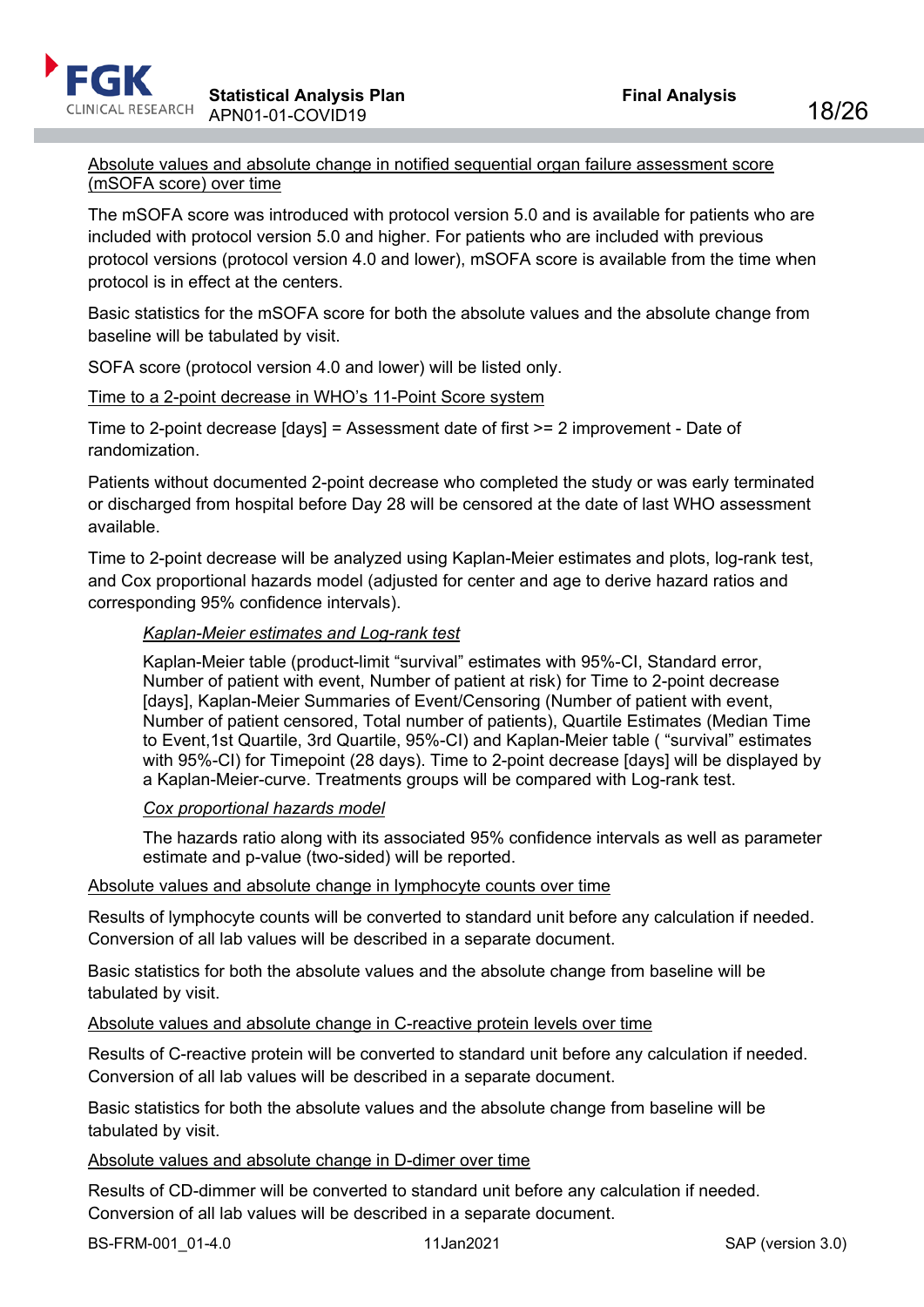Absolute values and absolute change in notified sequential organ failure assessment score (mSOFA score) over time

The mSOFA score was introduced with protocol version 5.0 and is available for patients who are included with protocol version 5.0 and higher. For patients who are included with previous protocol versions (protocol version 4.0 and lower), mSOFA score is available from the time when protocol is in effect at the centers.

Basic statistics for the mSOFA score for both the absolute values and the absolute change from baseline will be tabulated by visit.

SOFA score (protocol version 4.0 and lower) will be listed only.

Time to a 2-point decrease in WHO's 11-Point Score system

Time to 2-point decrease [days] = Assessment date of first >= 2 improvement - Date of randomization.

Patients without documented 2-point decrease who completed the study or was early terminated or discharged from hospital before Day 28 will be censored at the date of last WHO assessment available.

Time to 2-point decrease will be analyzed using Kaplan-Meier estimates and plots, log-rank test, and Cox proportional hazards model (adjusted for center and age to derive hazard ratios and corresponding 95% confidence intervals).

*Kaplan-Meier estimates and Log-rank test*

Kaplan-Meier table (product-limit "survival" estimates with 95%-CI, Standard error, Number of patient with event, Number of patient at risk) for Time to 2-point decrease [days], Kaplan-Meier Summaries of Event/Censoring (Number of patient with event, Number of patient censored, Total number of patients), Quartile Estimates (Median Time to Event,1st Quartile, 3rd Quartile, 95%-CI) and Kaplan-Meier table ( "survival" estimates with 95%-CI) for Timepoint (28 days). Time to 2-point decrease [days] will be displayed by a Kaplan-Meier-curve. Treatments groups will be compared with Log-rank test.

*Cox proportional hazards model*

The hazards ratio along with its associated 95% confidence intervals as well as parameter estimate and p-value (two-sided) will be reported.

Absolute values and absolute change in lymphocyte counts over time

Results of lymphocyte counts will be converted to standard unit before any calculation if needed. Conversion of all lab values will be described in a separate document.

Basic statistics for both the absolute values and the absolute change from baseline will be tabulated by visit.

Absolute values and absolute change in C-reactive protein levels over time

Results of C-reactive protein will be converted to standard unit before any calculation if needed. Conversion of all lab values will be described in a separate document.

Basic statistics for both the absolute values and the absolute change from baseline will be tabulated by visit.

Absolute values and absolute change in D-dimer over time

Results of CD-dimmer will be converted to standard unit before any calculation if needed. Conversion of all lab values will be described in a separate document.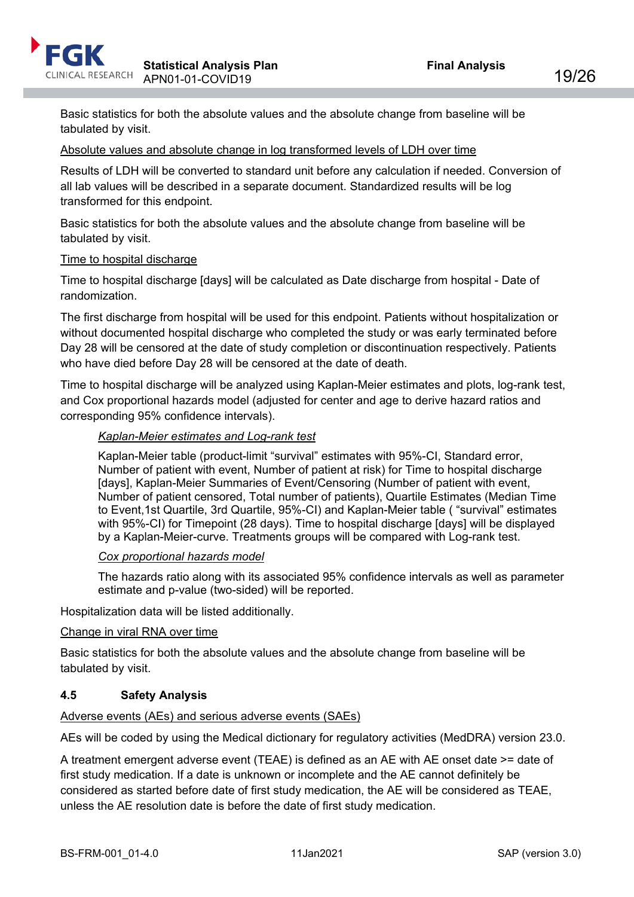Basic statistics for both the absolute values and the absolute change from baseline will be tabulated by visit.

Absolute values and absolute change in log transformed levels of LDH over time

Results of LDH will be converted to standard unit before any calculation if needed. Conversion of all lab values will be described in a separate document. Standardized results will be log transformed for this endpoint.

Basic statistics for both the absolute values and the absolute change from baseline will be tabulated by visit.

Time to hospital discharge

Time to hospital discharge [days] will be calculated as Date discharge from hospital - Date of randomization.

The first discharge from hospital will be used for this endpoint. Patients without hospitalization or without documented hospital discharge who completed the study or was early terminated before Day 28 will be censored at the date of study completion or discontinuation respectively. Patients who have died before Day 28 will be censored at the date of death.

Time to hospital discharge will be analyzed using Kaplan-Meier estimates and plots, log-rank test, and Cox proportional hazards model (adjusted for center and age to derive hazard ratios and corresponding 95% confidence intervals).

*Kaplan-Meier estimates and Log-rank test*

Kaplan-Meier table (product-limit "survival" estimates with 95%-CI, Standard error, Number of patient with event, Number of patient at risk) for Time to hospital discharge [days], Kaplan-Meier Summaries of Event/Censoring (Number of patient with event, Number of patient censored, Total number of patients), Quartile Estimates (Median Time to Event,1st Quartile, 3rd Quartile, 95%-CI) and Kaplan-Meier table ( "survival" estimates with 95%-CI) for Timepoint (28 days). Time to hospital discharge [days] will be displayed by a Kaplan-Meier-curve. Treatments groups will be compared with Log-rank test.

*Cox proportional hazards model*

The hazards ratio along with its associated 95% confidence intervals as well as parameter estimate and p-value (two-sided) will be reported.

Hospitalization data will be listed additionally.

Change in viral RNA over time

Basic statistics for both the absolute values and the absolute change from baseline will be tabulated by visit.

### 4.5 Safety Analysis

Adverse events (AEs) and serious adverse events (SAEs)

AEs will be coded by using the Medical dictionary for regulatory activities (MedDRA) version 23.0.

A treatment emergent adverse event (TEAE) is defined as an AE with AE onset date >= date of first study medication. If a date is unknown or incomplete and the AE cannot definitely be considered as started before date of first study medication, the AE will be considered as TEAE, unless the AE resolution date is before the date of first study medication.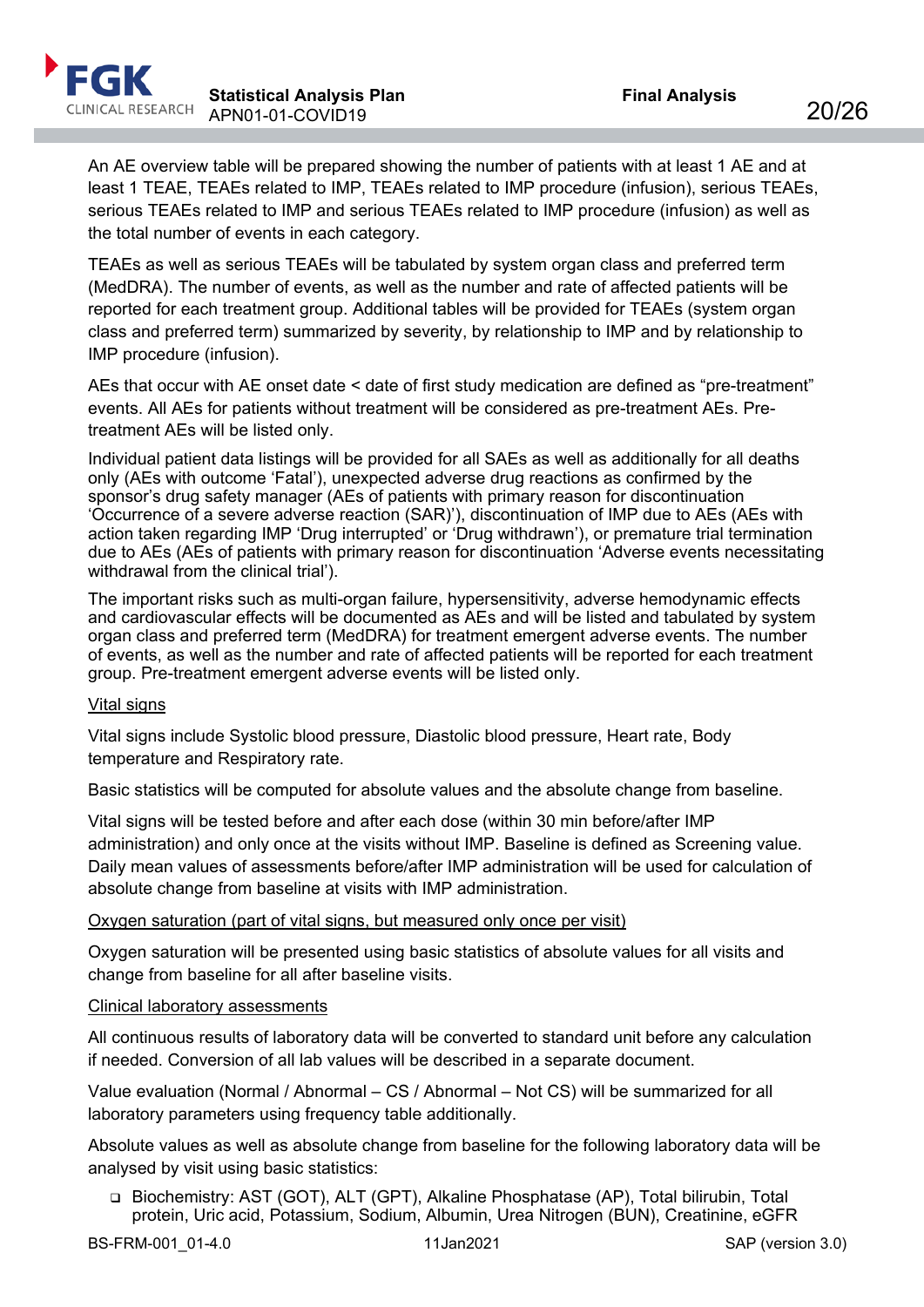An AE overview table will be prepared showing the number of patients with at least 1 AE and at least 1 TEAE, TEAEs related to IMP, TEAEs related to IMP procedure (infusion), serious TEAEs, serious TEAEs related to IMP and serious TEAEs related to IMP procedure (infusion) as well as the total number of events in each category.

TEAEs as well as serious TEAEs will be tabulated by system organ class and preferred term (MedDRA). The number of events, as well as the number and rate of affected patients will be reported for each treatment group. Additional tables will be provided for TEAEs (system organ class and preferred term) summarized by severity, by relationship to IMP and by relationship to IMP procedure (infusion).

AEs that occur with AE onset date < date of first study medication are defined as "pre-treatment" events. All AEs for patients without treatment will be considered as pre-treatment AEs. Pre-treatment AEs will be listed only.

Individual patient data listings will be provided for all SAEs as well as additionally for all deaths only (AEs with outcome 'Fatal'), unexpected adverse drug reactions as confirmed by the sponsor's drug safety manager (AEs of patients with primary reason for discontinuation 'Occurrence of a severe adverse reaction (SAR)'), discontinuation of IMP due to AEs (AEs with action taken regarding IMP 'Drug interrupted' or 'Drug withdrawn'), or premature trial termination due to AEs (AEs of patients with primary reason for discontinuation 'Adverse events necessitating withdrawal from the clinical trial').

The important risks such as multi-organ failure, hypersensitivity, adverse hemodynamic effects and cardiovascular effects will be documented as AEs and will be listed and tabulated by system organ class and preferred term (MedDRA) for treatment emergent adverse events. The number of events, as well as the number and rate of affected patients will be reported for each treatment group. Pre-treatment emergent adverse events will be listed only.

Vital signs

Vital signs include Systolic blood pressure, Diastolic blood pressure, Heart rate, Body temperature and Respiratory rate.

Basic statistics will be computed for absolute values and the absolute change from baseline.

Vital signs will be tested before and after each dose (within 30 min before/after IMP administration) and only once at the visits without IMP. Baseline is defined as Screening value. Daily mean values of assessments before/after IMP administration will be used for calculation of absolute change from baseline at visits with IMP administration.

Oxygen saturation (part of vital signs, but measured only once per visit)

Oxygen saturation will be presented using basic statistics of absolute values for all visits and change from baseline for all after baseline visits.

Clinical laboratory assessments

All continuous results of laboratory data will be converted to standard unit before any calculation if needed. Conversion of all lab values will be described in a separate document.

Value evaluation (Normal / Abnormal – CS / Abnormal – Not CS) will be summarized for all laboratory parameters using frequency table additionally.

Absolute values as well as absolute change from baseline for the following laboratory data will be analysed by visit using basic statistics:

- Biochemistry: AST (GOT), ALT (GPT), Alkaline Phosphatase (AP), Total bilirubin, Total protein, Uric acid, Potassium, Sodium, Albumin, Urea Nitrogen (BUN), Creatinine, eGFR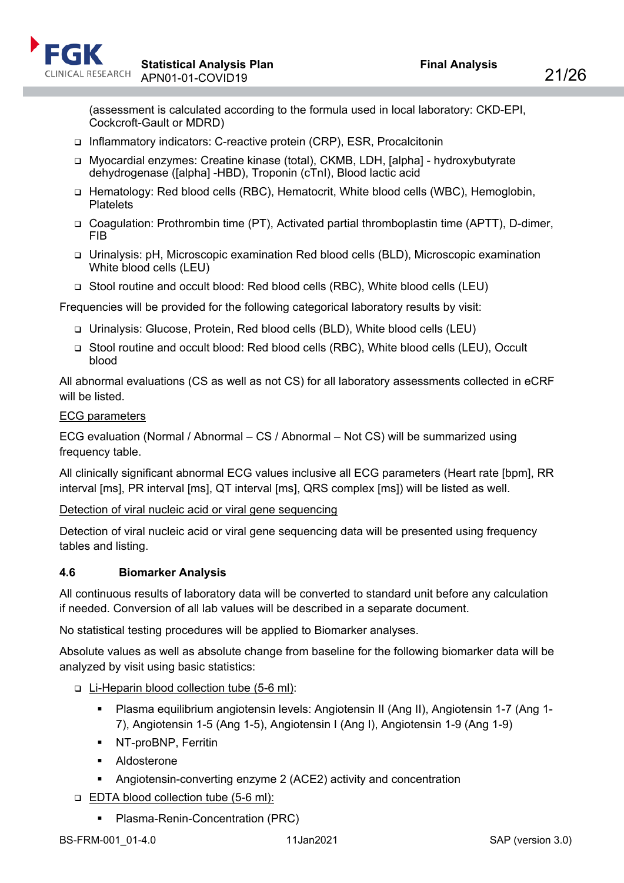(assessment is calculated according to the formula used in local laboratory: CKD-EPI, Cockcroft-Gault or MDRD)

- Inflammatory indicators: C-reactive protein (CRP), ESR, Procalcitonin
- Myocardial enzymes: Creatine kinase (total), CKMB, LDH, [alpha] - hydroxybutyrate dehydrogenase ([alpha] -HBD), Troponin (cTnI), Blood lactic acid
- Hematology: Red blood cells (RBC), Hematocrit, White blood cells (WBC), Hemoglobin, Platelets
- Coagulation: Prothrombin time (PT), Activated partial thromboplastin time (APTT), D-dimer, FIB
- Urinalysis: pH, Microscopic examination Red blood cells (BLD), Microscopic examination White blood cells (LEU)
- Stool routine and occult blood: Red blood cells (RBC), White blood cells (LEU)

Frequencies will be provided for the following categorical laboratory results by visit:

- Urinalysis: Glucose, Protein, Red blood cells (BLD), White blood cells (LEU)
- Stool routine and occult blood: Red blood cells (RBC), White blood cells (LEU), Occult blood

All abnormal evaluations (CS as well as not CS) for all laboratory assessments collected in eCRF will be listed.

<u>ECG parameters</u>

ECG evaluation (Normal / Abnormal – CS / Abnormal – Not CS) will be summarized using frequency table.

All clinically significant abnormal ECG values inclusive all ECG parameters (Heart rate [bpm], RR interval [ms], PR interval [ms], QT interval [ms], QRS complex [ms]) will be listed as well.

<u>Detection of viral nucleic acid or viral gene sequencing</u>

Detection of viral nucleic acid or viral gene sequencing data will be presented using frequency tables and listing.

### 4.6 Biomarker Analysis

All continuous results of laboratory data will be converted to standard unit before any calculation if needed. Conversion of all lab values will be described in a separate document.

No statistical testing procedures will be applied to Biomarker analyses.

Absolute values as well as absolute change from baseline for the following biomarker data will be analyzed by visit using basic statistics:

- <u>Li-Heparin blood collection tube (5-6 ml)</u>:
  - Plasma equilibrium angiotensin levels: Angiotensin II (Ang II), Angiotensin 1-7 (Ang 1-7), Angiotensin 1-5 (Ang 1-5), Angiotensin I (Ang I), Angiotensin 1-9 (Ang 1-9)
  - NT-proBNP, Ferritin
  - Aldosterone
  - Angiotensin-converting enzyme 2 (ACE2) activity and concentration
- <u>EDTA blood collection tube (5-6 ml):</u>
  - Plasma-Renin-Concentration (PRC)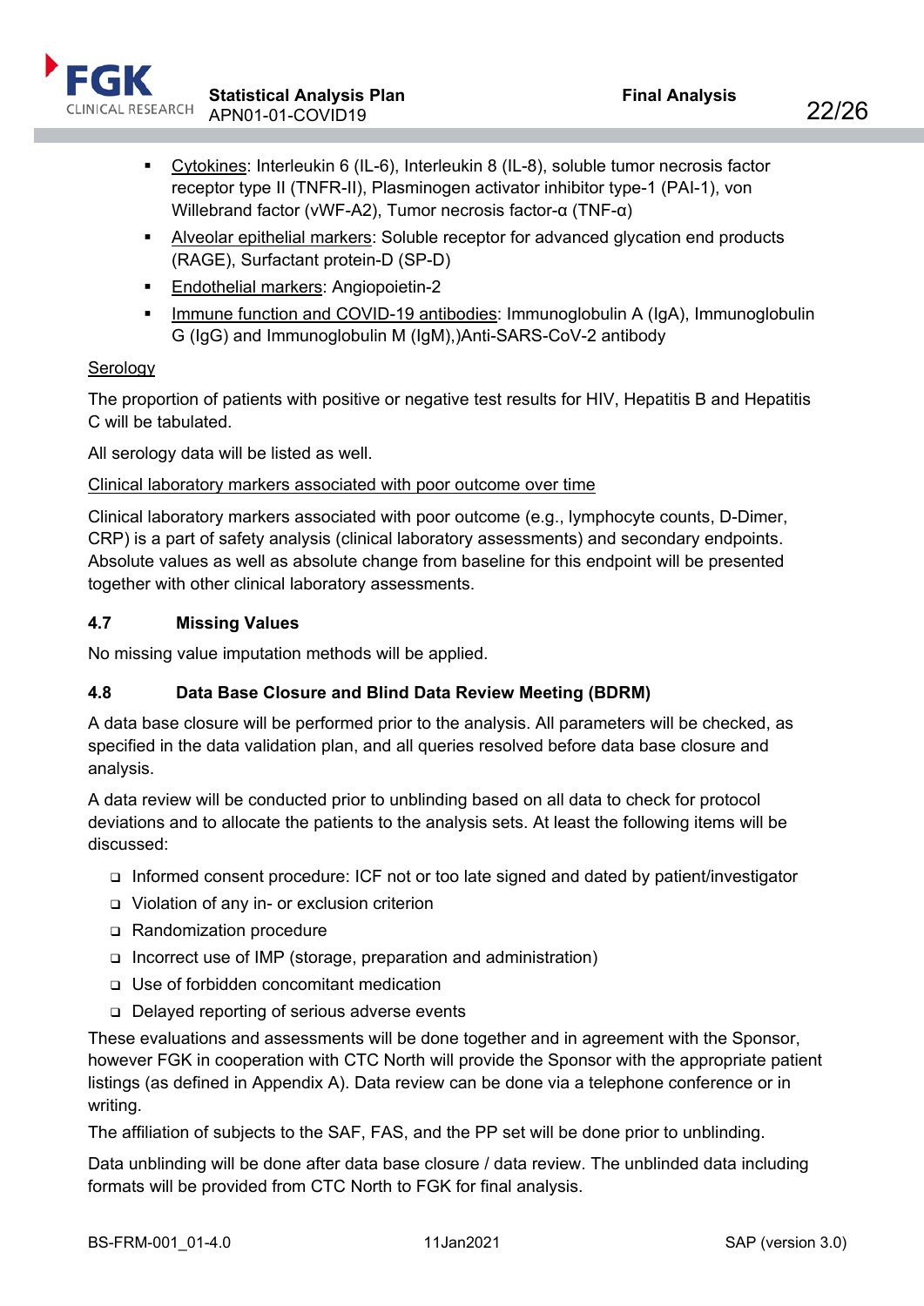- Cytokines: Interleukin 6 (IL-6), Interleukin 8 (IL-8), soluble tumor necrosis factor receptor type II (TNFR-II), Plasminogen activator inhibitor type-1 (PAI-1), von Willebrand factor (vWF-A2), Tumor necrosis factor-α (TNF-α)
- Alveolar epithelial markers: Soluble receptor for advanced glycation end products (RAGE), Surfactant protein-D (SP-D)
- Endothelial markers: Angiopoietin-2
- Immune function and COVID-19 antibodies: Immunoglobulin A (IgA), Immunoglobulin G (IgG) and Immunoglobulin M (IgM),)Anti-SARS-CoV-2 antibody

Serology

The proportion of patients with positive or negative test results for HIV, Hepatitis B and Hepatitis C will be tabulated.

All serology data will be listed as well.

Clinical laboratory markers associated with poor outcome over time

Clinical laboratory markers associated with poor outcome (e.g., lymphocyte counts, D-Dimer, CRP) is a part of safety analysis (clinical laboratory assessments) and secondary endpoints. Absolute values as well as absolute change from baseline for this endpoint will be presented together with other clinical laboratory assessments.

### 4.7 Missing Values

No missing value imputation methods will be applied.

### 4.8 Data Base Closure and Blind Data Review Meeting (BDRM)

A data base closure will be performed prior to the analysis. All parameters will be checked, as specified in the data validation plan, and all queries resolved before data base closure and analysis.

A data review will be conducted prior to unblinding based on all data to check for protocol deviations and to allocate the patients to the analysis sets. At least the following items will be discussed:

- Informed consent procedure: ICF not or too late signed and dated by patient/investigator
- Violation of any in- or exclusion criterion
- Randomization procedure
- Incorrect use of IMP (storage, preparation and administration)
- Use of forbidden concomitant medication
- Delayed reporting of serious adverse events

These evaluations and assessments will be done together and in agreement with the Sponsor, however FGK in cooperation with CTC North will provide the Sponsor with the appropriate patient listings (as defined in Appendix A). Data review can be done via a telephone conference or in writing.

The affiliation of subjects to the SAF, FAS, and the PP set will be done prior to unblinding.

Data unblinding will be done after data base closure / data review. The unblinded data including formats will be provided from CTC North to FGK for final analysis.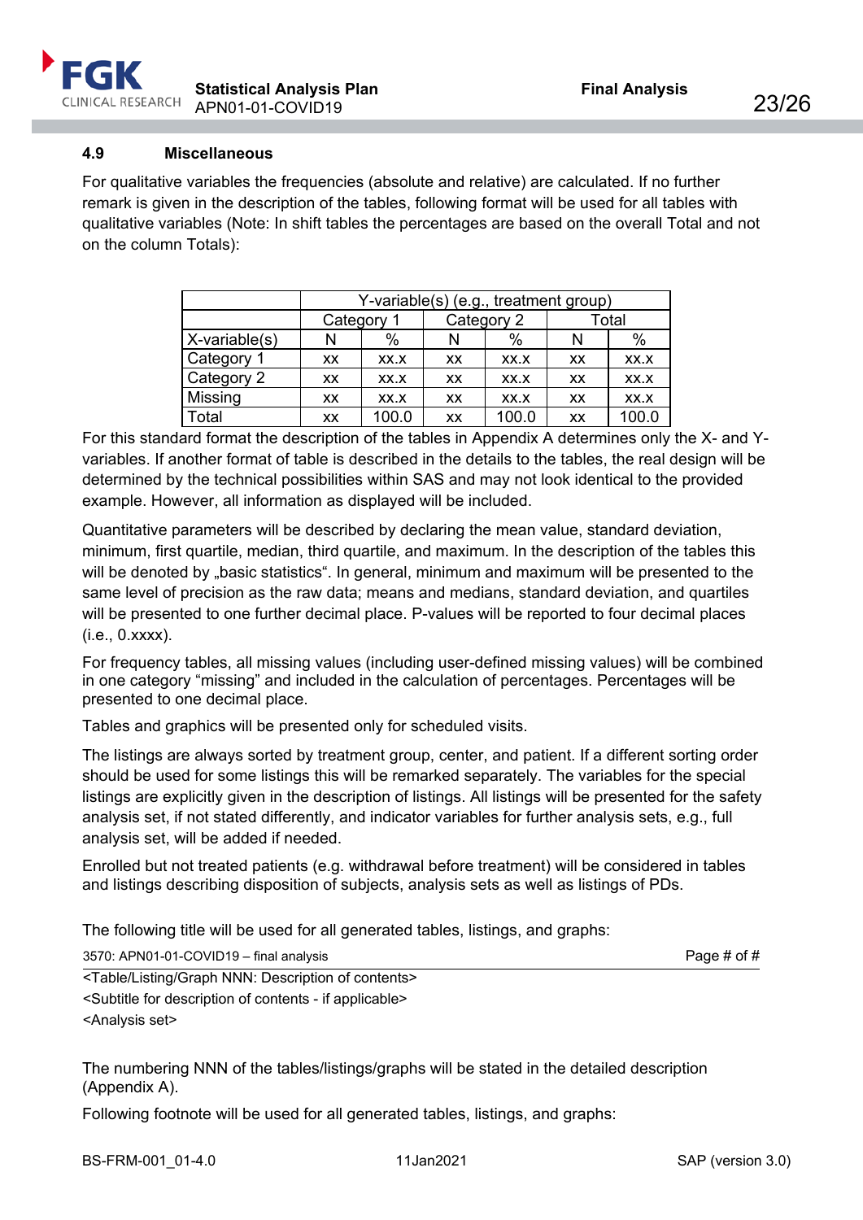### 4.9 Miscellaneous

For qualitative variables the frequencies (absolute and relative) are calculated. If no further remark is given in the description of the tables, following format will be used for all tables with qualitative variables (Note: In shift tables the percentages are based on the overall Total and not on the column Totals):

| | Y-variable(s) (e.g., treatment group) | | | | | |
|---|---|---|---|---|---|---|
| | Category 1 | | Category 2 | | Total | |
| X-variable(s) | N | % | N | % | N | % |
| Category 1 | xx | xx.x | xx | xx.x | xx | xx.x |
| Category 2 | xx | xx.x | xx | xx.x | xx | xx.x |
| Missing | xx | xx.x | xx | xx.x | xx | xx.x |
| Total | xx | 100.0 | xx | 100.0 | xx | 100.0 |

For this standard format the description of the tables in Appendix A determines only the X- and Y-variables. If another format of table is described in the details to the tables, the real design will be determined by the technical possibilities within SAS and may not look identical to the provided example. However, all information as displayed will be included.

Quantitative parameters will be described by declaring the mean value, standard deviation, minimum, first quartile, median, third quartile, and maximum. In the description of the tables this will be denoted by „basic statistics“. In general, minimum and maximum will be presented to the same level of precision as the raw data; means and medians, standard deviation, and quartiles will be presented to one further decimal place. P-values will be reported to four decimal places (i.e., 0.xxxx).

For frequency tables, all missing values (including user-defined missing values) will be combined in one category "missing" and included in the calculation of percentages. Percentages will be presented to one decimal place.

Tables and graphics will be presented only for scheduled visits.

The listings are always sorted by treatment group, center, and patient. If a different sorting order should be used for some listings this will be remarked separately. The variables for the special listings are explicitly given in the description of listings. All listings will be presented for the safety analysis set, if not stated differently, and indicator variables for further analysis sets, e.g., full analysis set, will be added if needed.

Enrolled but not treated patients (e.g. withdrawal before treatment) will be considered in tables and listings describing disposition of subjects, analysis sets as well as listings of PDs.

The following title will be used for all generated tables, listings, and graphs:

3570: APN01-01-COVID19 – final analysis                                                                 Page # of #

<Table/Listing/Graph NNN: Description of contents>
<Subtitle for description of contents - if applicable>
<Analysis set>

The numbering NNN of the tables/listings/graphs will be stated in the detailed description (Appendix A).

Following footnote will be used for all generated tables, listings, and graphs: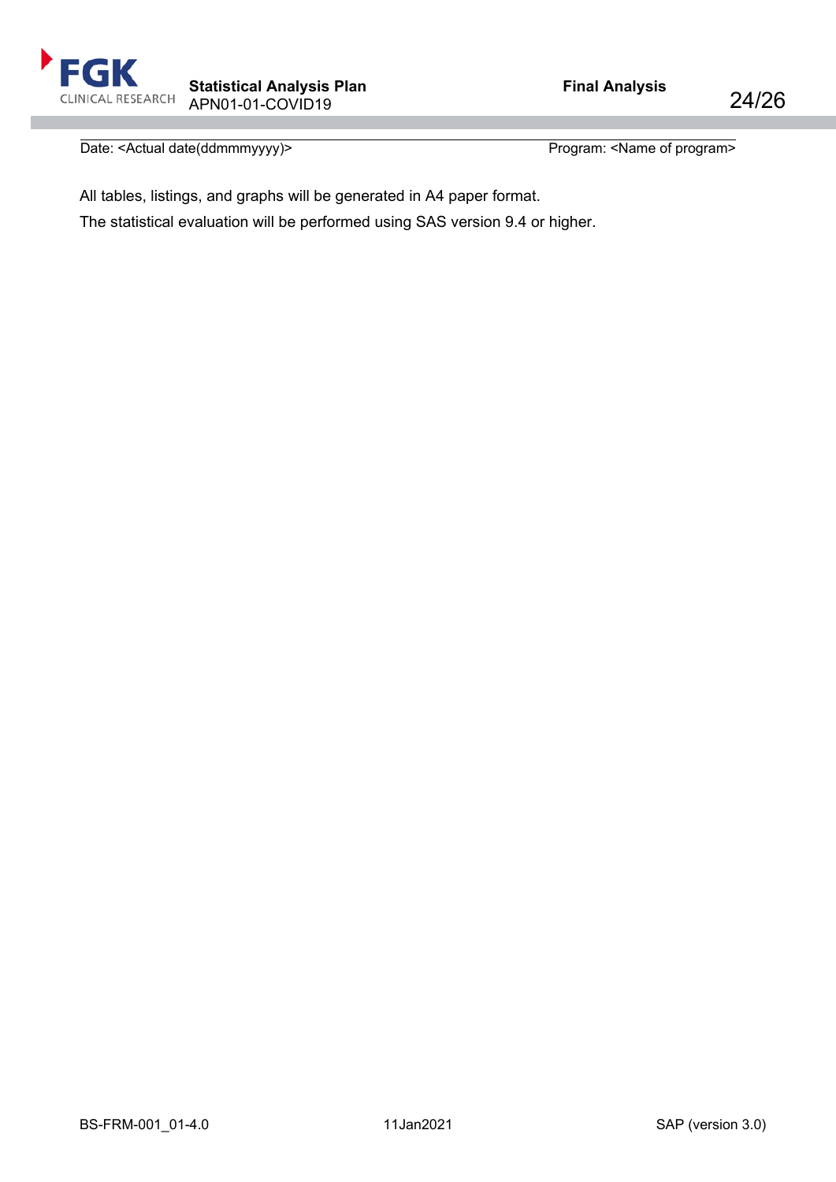Date: <Actual date(ddmmmyyyy)>  Program: <Name of program>

All tables, listings, and graphs will be generated in A4 paper format.

The statistical evaluation will be performed using SAS version 9.4 or higher.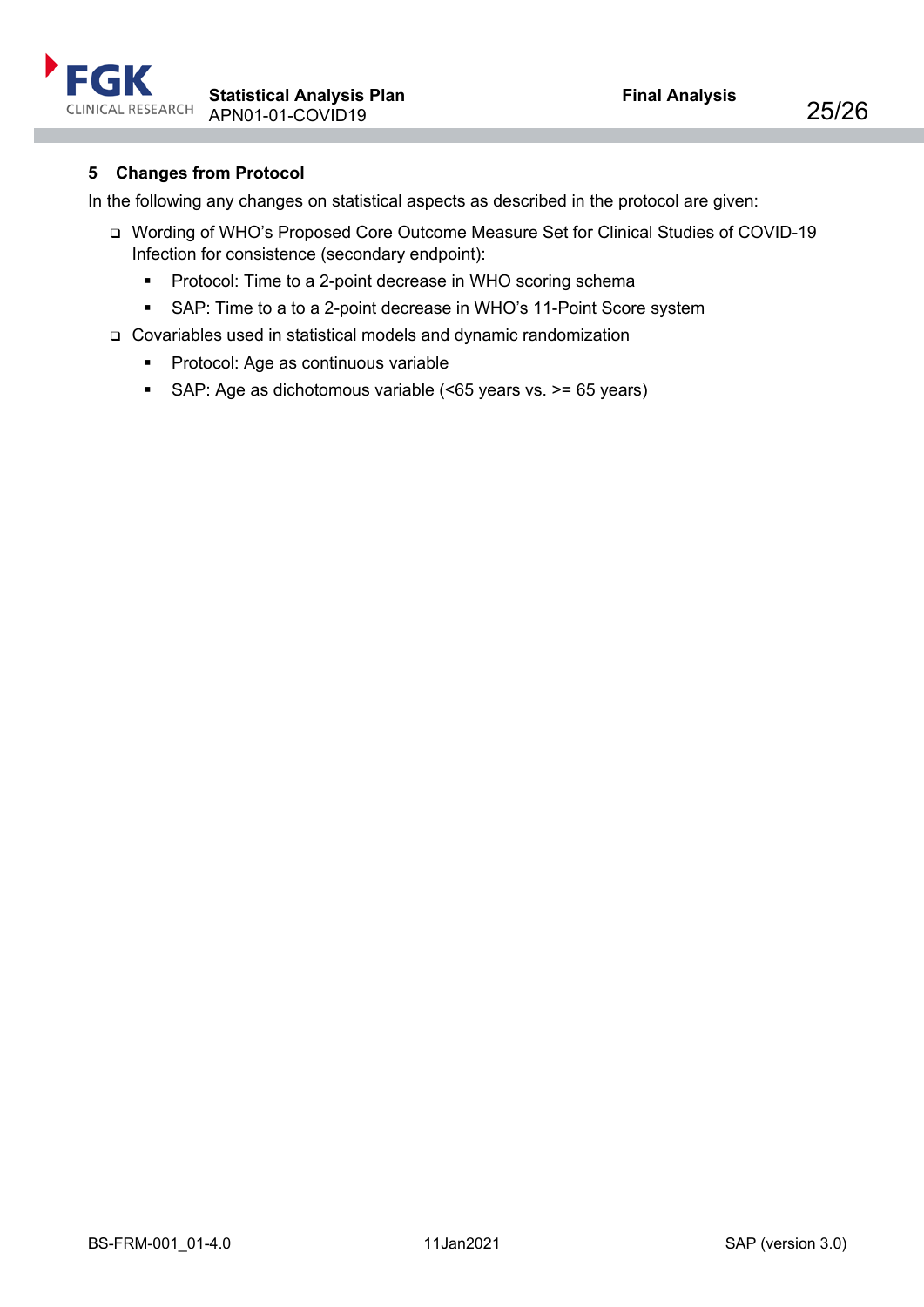## 5 Changes from Protocol

In the following any changes on statistical aspects as described in the protocol are given:

- Wording of WHO's Proposed Core Outcome Measure Set for Clinical Studies of COVID-19 Infection for consistence (secondary endpoint):
  - Protocol: Time to a 2-point decrease in WHO scoring schema
  - SAP: Time to a to a 2-point decrease in WHO's 11-Point Score system
- Covariables used in statistical models and dynamic randomization
  - Protocol: Age as continuous variable
  - SAP: Age as dichotomous variable (<65 years vs. >= 65 years)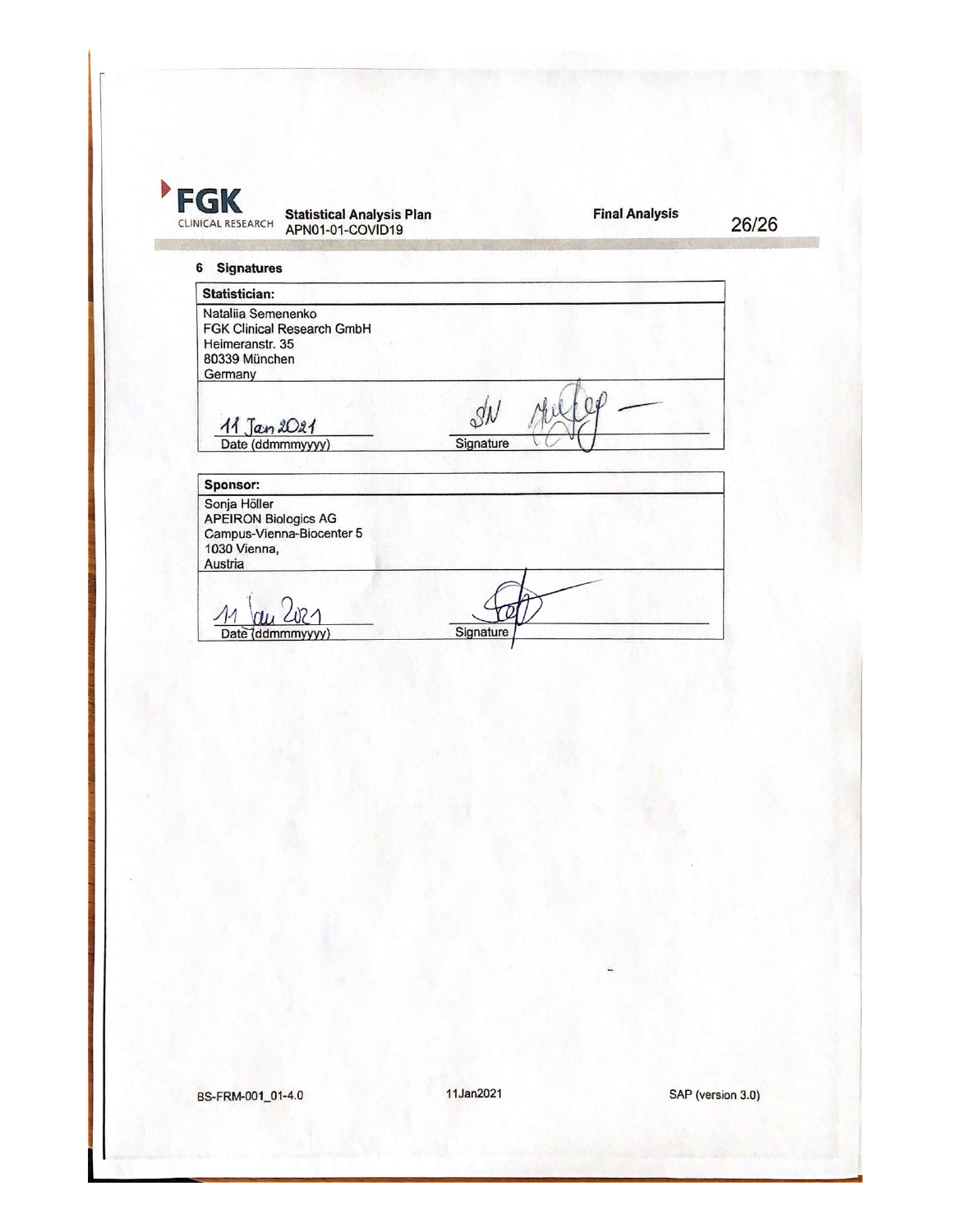## 6 Signatures

| Statistician: | |
|---|---|
| Nataliia Semenenko<br>FGK Clinical Research GmbH<br>Heimeranstr. 35<br>80339 München<br>Germany | |
| 11 Jan 2021<br>Date (ddmmmyyyy) | Signature |

| Sponsor: | |
|---|---|
| Sonja Höller<br>APEIRON Biologics AG<br>Campus-Vienna-Biocenter 5<br>1030 Vienna,<br>Austria | |
| 11 Jan 2021<br>Date (ddmmmyyyy) | Signature |